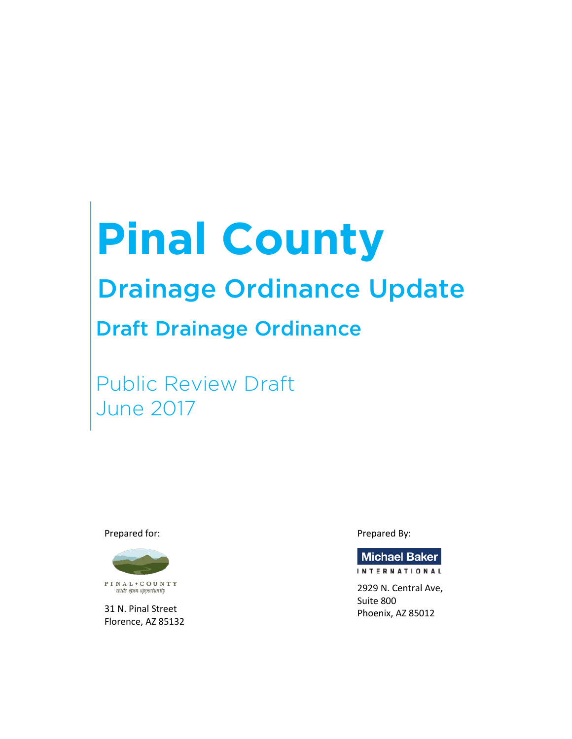# Pinal County

## Drainage Ordinance Update

### Draft Drainage Ordinance

Public Review Draft
June 2017

Prepared for:

PINAL • COUNTY
*wide open opportunity*

31 N. Pinal Street
Florence, AZ 85132

Prepared By:

Michael Baker
INTERNATIONAL

2929 N. Central Ave,
Suite 800
Phoenix, AZ 85012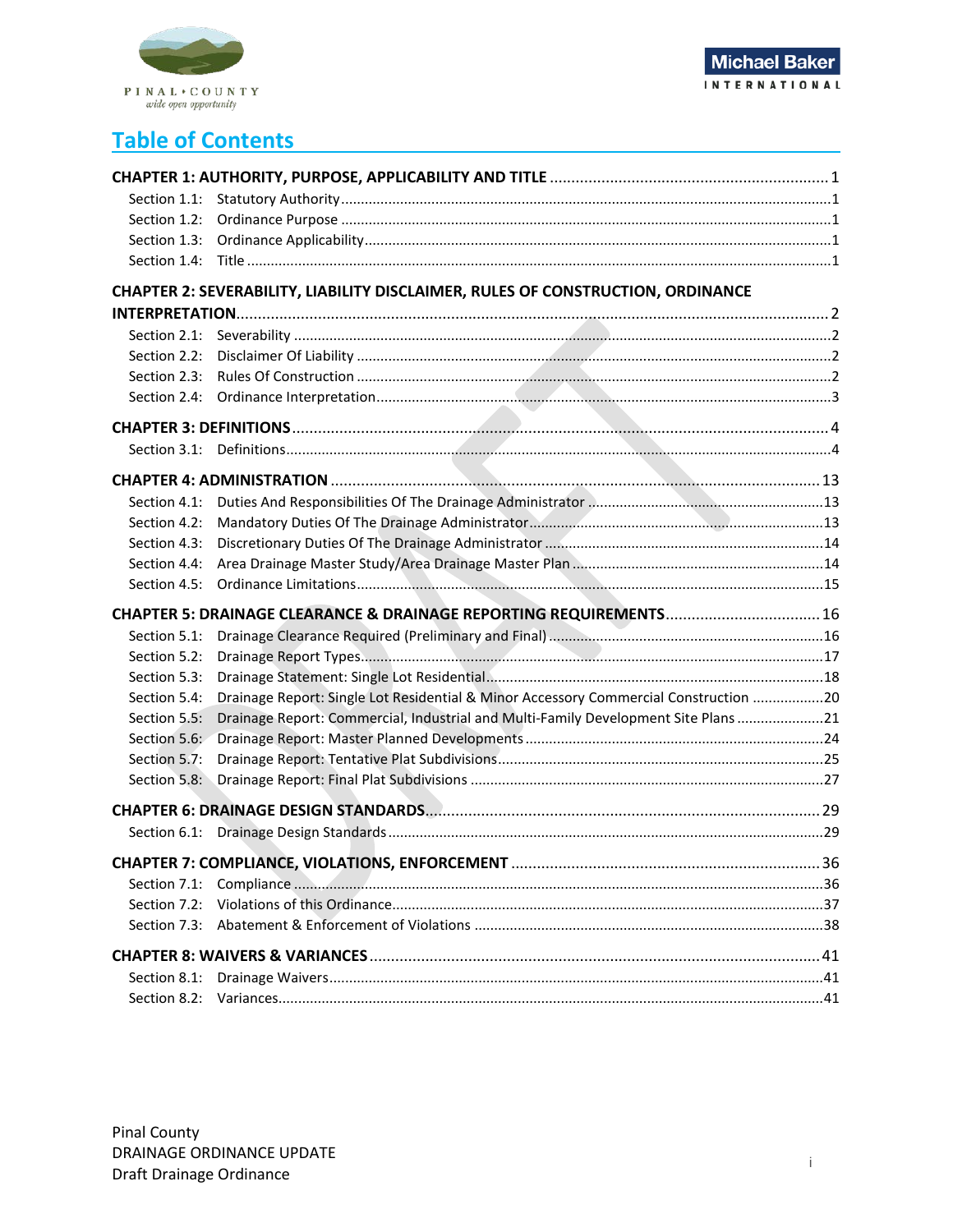# Table of Contents

**CHAPTER 1: AUTHORITY, PURPOSE, APPLICABILITY AND TITLE** ..... 1

- Section 1.1: Statutory Authority ..... 1
- Section 1.2: Ordinance Purpose ..... 1
- Section 1.3: Ordinance Applicability ..... 1
- Section 1.4: Title ..... 1

**CHAPTER 2: SEVERABILITY, LIABILITY DISCLAIMER, RULES OF CONSTRUCTION, ORDINANCE INTERPRETATION** ..... 2

- Section 2.1: Severability ..... 2
- Section 2.2: Disclaimer Of Liability ..... 2
- Section 2.3: Rules Of Construction ..... 2
- Section 2.4: Ordinance Interpretation ..... 3

**CHAPTER 3: DEFINITIONS** ..... 4

- Section 3.1: Definitions ..... 4

**CHAPTER 4: ADMINISTRATION** ..... 13

- Section 4.1: Duties And Responsibilities Of The Drainage Administrator ..... 13
- Section 4.2: Mandatory Duties Of The Drainage Administrator ..... 13
- Section 4.3: Discretionary Duties Of The Drainage Administrator ..... 14
- Section 4.4: Area Drainage Master Study/Area Drainage Master Plan ..... 14
- Section 4.5: Ordinance Limitations ..... 15

**CHAPTER 5: DRAINAGE CLEARANCE & DRAINAGE REPORTING REQUIREMENTS** ..... 16

- Section 5.1: Drainage Clearance Required (Preliminary and Final) ..... 16
- Section 5.2: Drainage Report Types ..... 17
- Section 5.3: Drainage Statement: Single Lot Residential ..... 18
- Section 5.4: Drainage Report: Single Lot Residential & Minor Accessory Commercial Construction ..... 20
- Section 5.5: Drainage Report: Commercial, Industrial and Multi-Family Development Site Plans ..... 21
- Section 5.6: Drainage Report: Master Planned Developments ..... 24
- Section 5.7: Drainage Report: Tentative Plat Subdivisions ..... 25
- Section 5.8: Drainage Report: Final Plat Subdivisions ..... 27

**CHAPTER 6: DRAINAGE DESIGN STANDARDS** ..... 29

- Section 6.1: Drainage Design Standards ..... 29

**CHAPTER 7: COMPLIANCE, VIOLATIONS, ENFORCEMENT** ..... 36

- Section 7.1: Compliance ..... 36
- Section 7.2: Violations of this Ordinance ..... 37
- Section 7.3: Abatement & Enforcement of Violations ..... 38

**CHAPTER 8: WAIVERS & VARIANCES** ..... 41

- Section 8.1: Drainage Waivers ..... 41
- Section 8.2: Variances ..... 41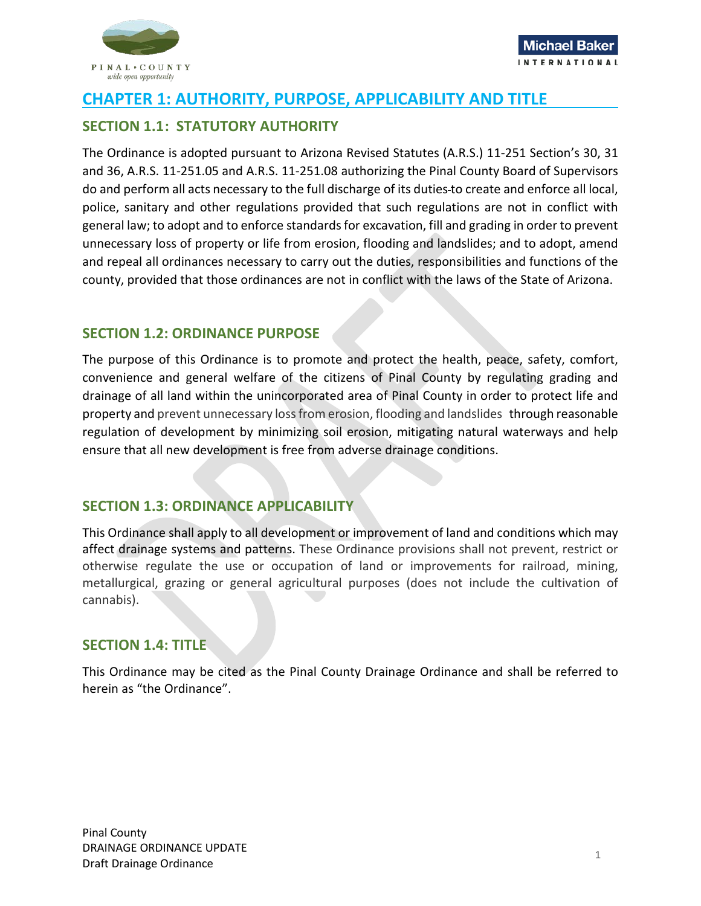# CHAPTER 1: AUTHORITY, PURPOSE, APPLICABILITY AND TITLE

## SECTION 1.1: STATUTORY AUTHORITY

The Ordinance is adopted pursuant to Arizona Revised Statutes (A.R.S.) 11-251 Section's 30, 31 and 36, A.R.S. 11-251.05 and A.R.S. 11-251.08 authorizing the Pinal County Board of Supervisors do and perform all acts necessary to the full discharge of its duties to create and enforce all local, police, sanitary and other regulations provided that such regulations are not in conflict with general law; to adopt and to enforce standards for excavation, fill and grading in order to prevent unnecessary loss of property or life from erosion, flooding and landslides; and to adopt, amend and repeal all ordinances necessary to carry out the duties, responsibilities and functions of the county, provided that those ordinances are not in conflict with the laws of the State of Arizona.

## SECTION 1.2: ORDINANCE PURPOSE

The purpose of this Ordinance is to promote and protect the health, peace, safety, comfort, convenience and general welfare of the citizens of Pinal County by regulating grading and drainage of all land within the unincorporated area of Pinal County in order to protect life and property and prevent unnecessary loss from erosion, flooding and landslides through reasonable regulation of development by minimizing soil erosion, mitigating natural waterways and help ensure that all new development is free from adverse drainage conditions.

## SECTION 1.3: ORDINANCE APPLICABILITY

This Ordinance shall apply to all development or improvement of land and conditions which may affect drainage systems and patterns. These Ordinance provisions shall not prevent, restrict or otherwise regulate the use or occupation of land or improvements for railroad, mining, metallurgical, grazing or general agricultural purposes (does not include the cultivation of cannabis).

## SECTION 1.4: TITLE

This Ordinance may be cited as the Pinal County Drainage Ordinance and shall be referred to herein as "the Ordinance".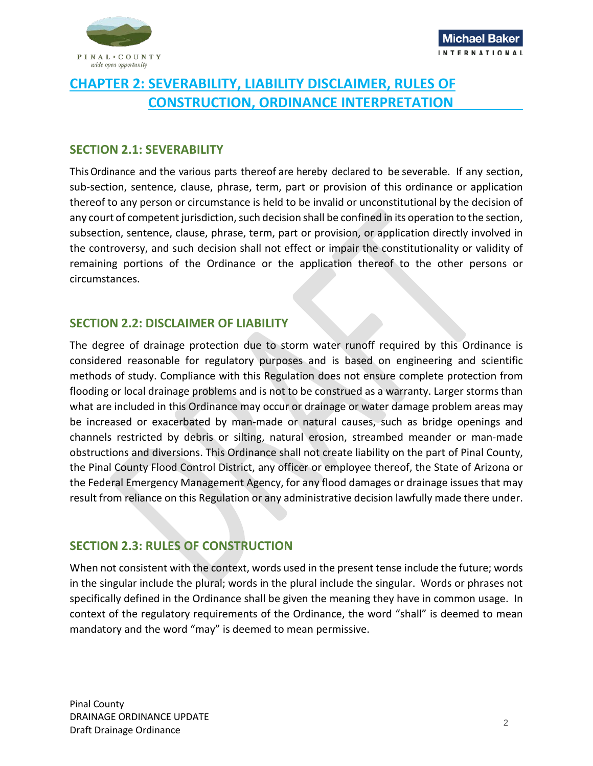# CHAPTER 2: SEVERABILITY, LIABILITY DISCLAIMER, RULES OF CONSTRUCTION, ORDINANCE INTERPRETATION

## SECTION 2.1: SEVERABILITY

This Ordinance and the various parts thereof are hereby declared to be severable. If any section, sub-section, sentence, clause, phrase, term, part or provision of this ordinance or application thereof to any person or circumstance is held to be invalid or unconstitutional by the decision of any court of competent jurisdiction, such decision shall be confined in its operation to the section, subsection, sentence, clause, phrase, term, part or provision, or application directly involved in the controversy, and such decision shall not effect or impair the constitutionality or validity of remaining portions of the Ordinance or the application thereof to the other persons or circumstances.

## SECTION 2.2: DISCLAIMER OF LIABILITY

The degree of drainage protection due to storm water runoff required by this Ordinance is considered reasonable for regulatory purposes and is based on engineering and scientific methods of study. Compliance with this Regulation does not ensure complete protection from flooding or local drainage problems and is not to be construed as a warranty. Larger storms than what are included in this Ordinance may occur or drainage or water damage problem areas may be increased or exacerbated by man-made or natural causes, such as bridge openings and channels restricted by debris or silting, natural erosion, streambed meander or man-made obstructions and diversions. This Ordinance shall not create liability on the part of Pinal County, the Pinal County Flood Control District, any officer or employee thereof, the State of Arizona or the Federal Emergency Management Agency, for any flood damages or drainage issues that may result from reliance on this Regulation or any administrative decision lawfully made there under.

## SECTION 2.3: RULES OF CONSTRUCTION

When not consistent with the context, words used in the present tense include the future; words in the singular include the plural; words in the plural include the singular. Words or phrases not specifically defined in the Ordinance shall be given the meaning they have in common usage. In context of the regulatory requirements of the Ordinance, the word "shall" is deemed to mean mandatory and the word "may" is deemed to mean permissive.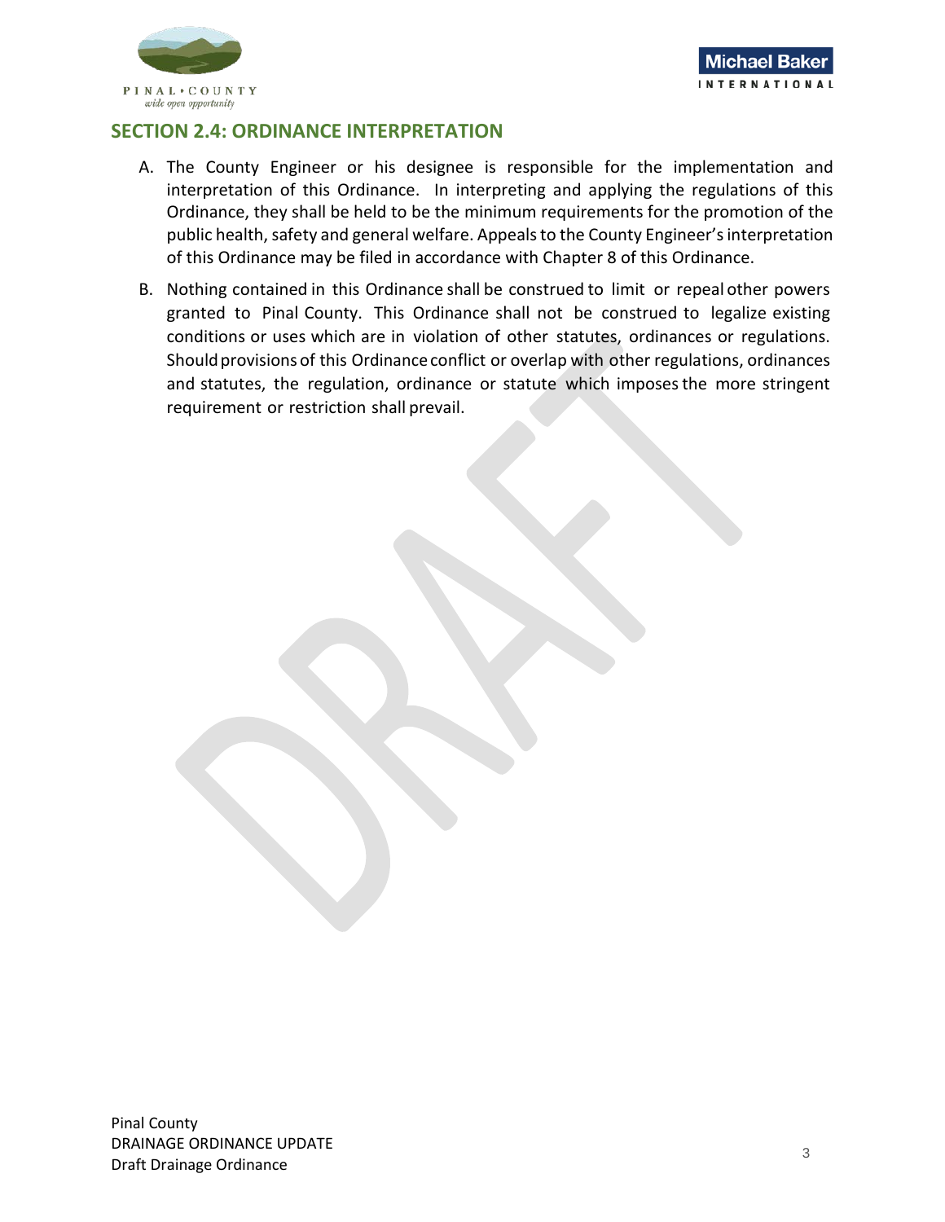## SECTION 2.4: ORDINANCE INTERPRETATION

A. The County Engineer or his designee is responsible for the implementation and interpretation of this Ordinance. In interpreting and applying the regulations of this Ordinance, they shall be held to be the minimum requirements for the promotion of the public health, safety and general welfare. Appeals to the County Engineer's interpretation of this Ordinance may be filed in accordance with Chapter 8 of this Ordinance.

B. Nothing contained in this Ordinance shall be construed to limit or repeal other powers granted to Pinal County. This Ordinance shall not be construed to legalize existing conditions or uses which are in violation of other statutes, ordinances or regulations. Should provisions of this Ordinance conflict or overlap with other regulations, ordinances and statutes, the regulation, ordinance or statute which imposes the more stringent requirement or restriction shall prevail.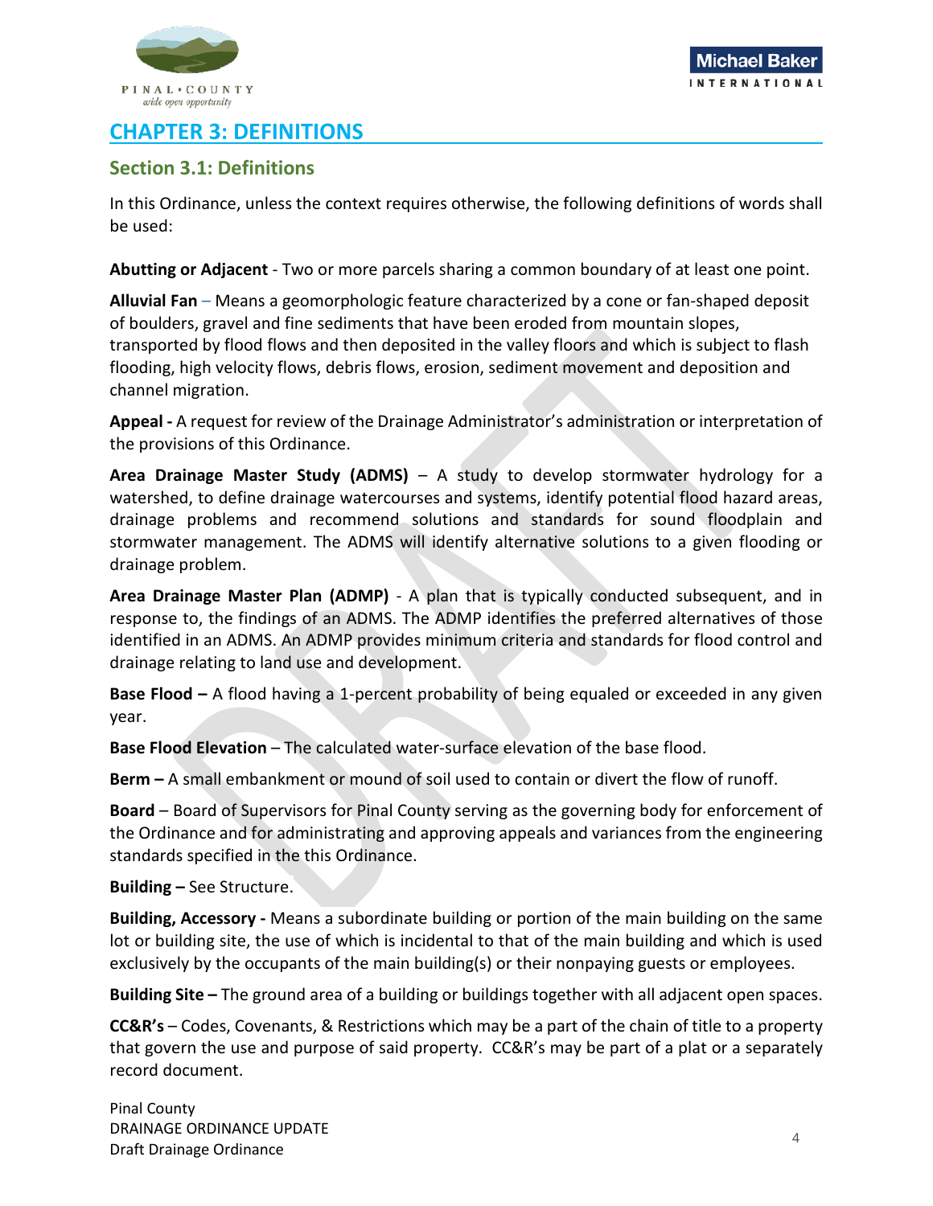# CHAPTER 3: DEFINITIONS

## Section 3.1: Definitions

In this Ordinance, unless the context requires otherwise, the following definitions of words shall be used:

**Abutting or Adjacent** - Two or more parcels sharing a common boundary of at least one point.

**Alluvial Fan** – Means a geomorphologic feature characterized by a cone or fan-shaped deposit of boulders, gravel and fine sediments that have been eroded from mountain slopes, transported by flood flows and then deposited in the valley floors and which is subject to flash flooding, high velocity flows, debris flows, erosion, sediment movement and deposition and channel migration.

**Appeal -** A request for review of the Drainage Administrator's administration or interpretation of the provisions of this Ordinance.

**Area Drainage Master Study (ADMS)** – A study to develop stormwater hydrology for a watershed, to define drainage watercourses and systems, identify potential flood hazard areas, drainage problems and recommend solutions and standards for sound floodplain and stormwater management. The ADMS will identify alternative solutions to a given flooding or drainage problem.

**Area Drainage Master Plan (ADMP)** - A plan that is typically conducted subsequent, and in response to, the findings of an ADMS. The ADMP identifies the preferred alternatives of those identified in an ADMS. An ADMP provides minimum criteria and standards for flood control and drainage relating to land use and development.

**Base Flood –** A flood having a 1-percent probability of being equaled or exceeded in any given year.

**Base Flood Elevation** – The calculated water-surface elevation of the base flood.

**Berm –** A small embankment or mound of soil used to contain or divert the flow of runoff.

**Board** – Board of Supervisors for Pinal County serving as the governing body for enforcement of the Ordinance and for administrating and approving appeals and variances from the engineering standards specified in the this Ordinance.

**Building –** See Structure.

**Building, Accessory -** Means a subordinate building or portion of the main building on the same lot or building site, the use of which is incidental to that of the main building and which is used exclusively by the occupants of the main building(s) or their nonpaying guests or employees.

**Building Site –** The ground area of a building or buildings together with all adjacent open spaces.

**CC&R's** – Codes, Covenants, & Restrictions which may be a part of the chain of title to a property that govern the use and purpose of said property. CC&R's may be part of a plat or a separately record document.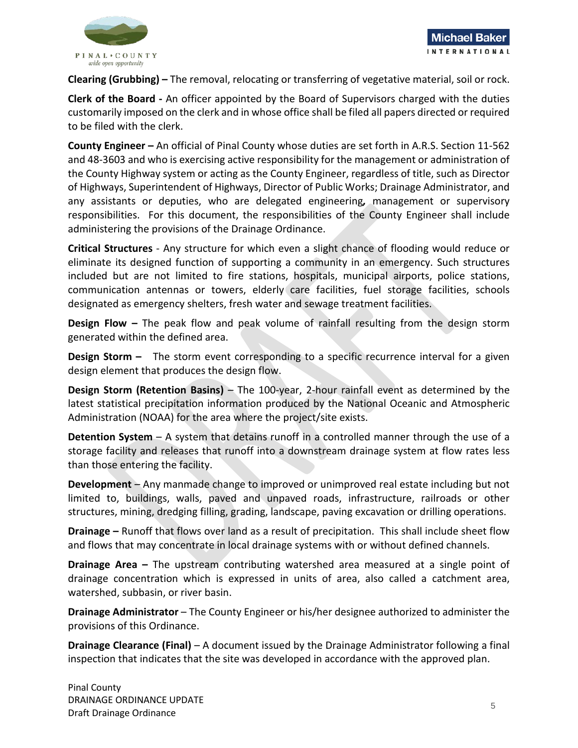**Clearing (Grubbing) –** The removal, relocating or transferring of vegetative material, soil or rock.

**Clerk of the Board -** An officer appointed by the Board of Supervisors charged with the duties customarily imposed on the clerk and in whose office shall be filed all papers directed or required to be filed with the clerk.

**County Engineer –** An official of Pinal County whose duties are set forth in A.R.S. Section 11-562 and 48-3603 and who is exercising active responsibility for the management or administration of the County Highway system or acting as the County Engineer, regardless of title, such as Director of Highways, Superintendent of Highways, Director of Public Works; Drainage Administrator, and any assistants or deputies, who are delegated engineering*,* management or supervisory responsibilities. For this document, the responsibilities of the County Engineer shall include administering the provisions of the Drainage Ordinance.

**Critical Structures** - Any structure for which even a slight chance of flooding would reduce or eliminate its designed function of supporting a community in an emergency. Such structures included but are not limited to fire stations, hospitals, municipal airports, police stations, communication antennas or towers, elderly care facilities, fuel storage facilities, schools designated as emergency shelters, fresh water and sewage treatment facilities.

**Design Flow –** The peak flow and peak volume of rainfall resulting from the design storm generated within the defined area.

**Design Storm –** The storm event corresponding to a specific recurrence interval for a given design element that produces the design flow.

**Design Storm (Retention Basins)** – The 100-year, 2-hour rainfall event as determined by the latest statistical precipitation information produced by the National Oceanic and Atmospheric Administration (NOAA) for the area where the project/site exists.

**Detention System** – A system that detains runoff in a controlled manner through the use of a storage facility and releases that runoff into a downstream drainage system at flow rates less than those entering the facility.

**Development** – Any manmade change to improved or unimproved real estate including but not limited to, buildings, walls, paved and unpaved roads, infrastructure, railroads or other structures, mining, dredging filling, grading, landscape, paving excavation or drilling operations.

**Drainage –** Runoff that flows over land as a result of precipitation. This shall include sheet flow and flows that may concentrate in local drainage systems with or without defined channels.

**Drainage Area –** The upstream contributing watershed area measured at a single point of drainage concentration which is expressed in units of area, also called a catchment area, watershed, subbasin, or river basin.

**Drainage Administrator** – The County Engineer or his/her designee authorized to administer the provisions of this Ordinance.

**Drainage Clearance (Final)** – A document issued by the Drainage Administrator following a final inspection that indicates that the site was developed in accordance with the approved plan.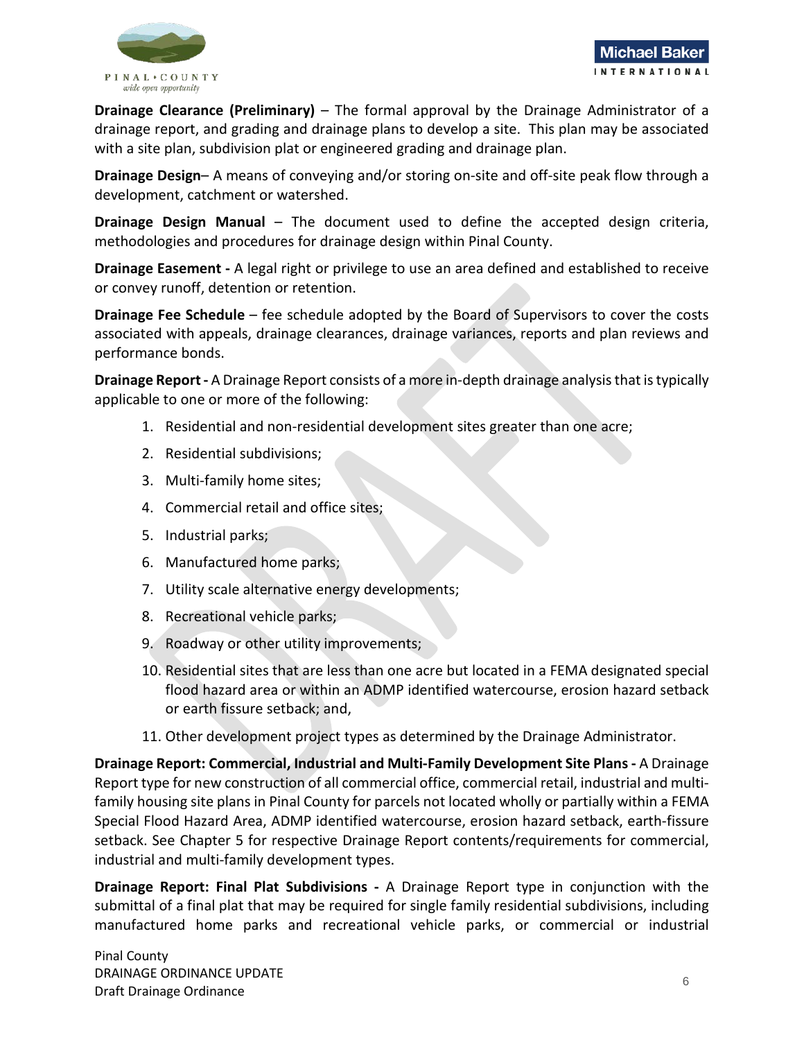**Drainage Clearance (Preliminary)** – The formal approval by the Drainage Administrator of a drainage report, and grading and drainage plans to develop a site. This plan may be associated with a site plan, subdivision plat or engineered grading and drainage plan.

**Drainage Design**– A means of conveying and/or storing on-site and off-site peak flow through a development, catchment or watershed.

**Drainage Design Manual** – The document used to define the accepted design criteria, methodologies and procedures for drainage design within Pinal County.

**Drainage Easement -** A legal right or privilege to use an area defined and established to receive or convey runoff, detention or retention.

**Drainage Fee Schedule** – fee schedule adopted by the Board of Supervisors to cover the costs associated with appeals, drainage clearances, drainage variances, reports and plan reviews and performance bonds.

**Drainage Report -** A Drainage Report consists of a more in-depth drainage analysis that is typically applicable to one or more of the following:

1. Residential and non-residential development sites greater than one acre;
2. Residential subdivisions;
3. Multi-family home sites;
4. Commercial retail and office sites;
5. Industrial parks;
6. Manufactured home parks;
7. Utility scale alternative energy developments;
8. Recreational vehicle parks;
9. Roadway or other utility improvements;
10. Residential sites that are less than one acre but located in a FEMA designated special flood hazard area or within an ADMP identified watercourse, erosion hazard setback or earth fissure setback; and,
11. Other development project types as determined by the Drainage Administrator.

**Drainage Report: Commercial, Industrial and Multi-Family Development Site Plans -** A Drainage Report type for new construction of all commercial office, commercial retail, industrial and multi-family housing site plans in Pinal County for parcels not located wholly or partially within a FEMA Special Flood Hazard Area, ADMP identified watercourse, erosion hazard setback, earth-fissure setback. See Chapter 5 for respective Drainage Report contents/requirements for commercial, industrial and multi-family development types.

**Drainage Report: Final Plat Subdivisions -** A Drainage Report type in conjunction with the submittal of a final plat that may be required for single family residential subdivisions, including manufactured home parks and recreational vehicle parks, or commercial or industrial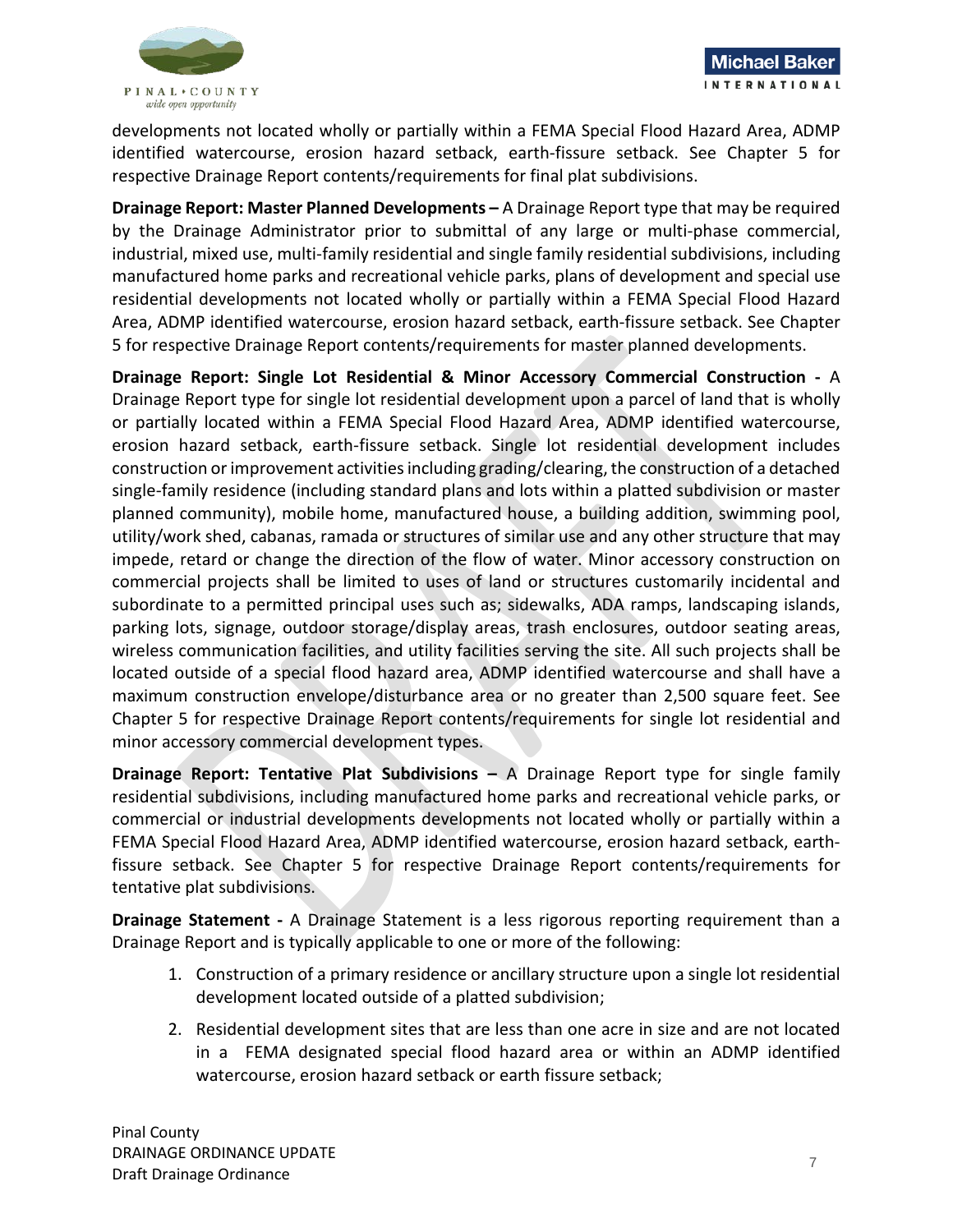developments not located wholly or partially within a FEMA Special Flood Hazard Area, ADMP identified watercourse, erosion hazard setback, earth-fissure setback. See Chapter 5 for respective Drainage Report contents/requirements for final plat subdivisions.

**Drainage Report: Master Planned Developments –** A Drainage Report type that may be required by the Drainage Administrator prior to submittal of any large or multi-phase commercial, industrial, mixed use, multi-family residential and single family residential subdivisions, including manufactured home parks and recreational vehicle parks, plans of development and special use residential developments not located wholly or partially within a FEMA Special Flood Hazard Area, ADMP identified watercourse, erosion hazard setback, earth-fissure setback. See Chapter 5 for respective Drainage Report contents/requirements for master planned developments.

**Drainage Report: Single Lot Residential & Minor Accessory Commercial Construction -** A Drainage Report type for single lot residential development upon a parcel of land that is wholly or partially located within a FEMA Special Flood Hazard Area, ADMP identified watercourse, erosion hazard setback, earth-fissure setback. Single lot residential development includes construction or improvement activities including grading/clearing, the construction of a detached single-family residence (including standard plans and lots within a platted subdivision or master planned community), mobile home, manufactured house, a building addition, swimming pool, utility/work shed, cabanas, ramada or structures of similar use and any other structure that may impede, retard or change the direction of the flow of water. Minor accessory construction on commercial projects shall be limited to uses of land or structures customarily incidental and subordinate to a permitted principal uses such as; sidewalks, ADA ramps, landscaping islands, parking lots, signage, outdoor storage/display areas, trash enclosures, outdoor seating areas, wireless communication facilities, and utility facilities serving the site. All such projects shall be located outside of a special flood hazard area, ADMP identified watercourse and shall have a maximum construction envelope/disturbance area or no greater than 2,500 square feet. See Chapter 5 for respective Drainage Report contents/requirements for single lot residential and minor accessory commercial development types.

**Drainage Report: Tentative Plat Subdivisions –** A Drainage Report type for single family residential subdivisions, including manufactured home parks and recreational vehicle parks, or commercial or industrial developments developments not located wholly or partially within a FEMA Special Flood Hazard Area, ADMP identified watercourse, erosion hazard setback, earth-fissure setback. See Chapter 5 for respective Drainage Report contents/requirements for tentative plat subdivisions.

**Drainage Statement -** A Drainage Statement is a less rigorous reporting requirement than a Drainage Report and is typically applicable to one or more of the following:

1. Construction of a primary residence or ancillary structure upon a single lot residential development located outside of a platted subdivision;
2. Residential development sites that are less than one acre in size and are not located in a FEMA designated special flood hazard area or within an ADMP identified watercourse, erosion hazard setback or earth fissure setback;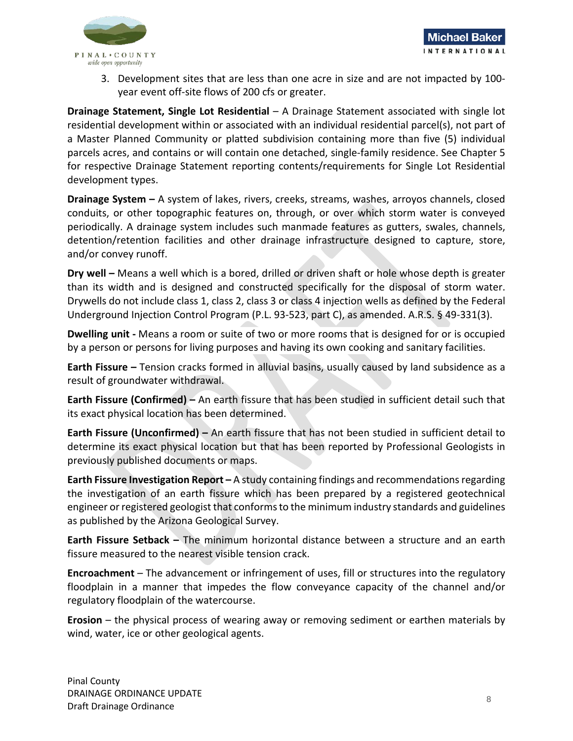3. Development sites that are less than one acre in size and are not impacted by 100-year event off-site flows of 200 cfs or greater.

**Drainage Statement, Single Lot Residential** – A Drainage Statement associated with single lot residential development within or associated with an individual residential parcel(s), not part of a Master Planned Community or platted subdivision containing more than five (5) individual parcels acres, and contains or will contain one detached, single-family residence. See Chapter 5 for respective Drainage Statement reporting contents/requirements for Single Lot Residential development types.

**Drainage System –** A system of lakes, rivers, creeks, streams, washes, arroyos channels, closed conduits, or other topographic features on, through, or over which storm water is conveyed periodically. A drainage system includes such manmade features as gutters, swales, channels, detention/retention facilities and other drainage infrastructure designed to capture, store, and/or convey runoff.

**Dry well –** Means a well which is a bored, drilled or driven shaft or hole whose depth is greater than its width and is designed and constructed specifically for the disposal of storm water. Drywells do not include class 1, class 2, class 3 or class 4 injection wells as defined by the Federal Underground Injection Control Program (P.L. 93-523, part C), as amended. A.R.S. § 49-331(3).

**Dwelling unit -** Means a room or suite of two or more rooms that is designed for or is occupied by a person or persons for living purposes and having its own cooking and sanitary facilities.

**Earth Fissure –** Tension cracks formed in alluvial basins, usually caused by land subsidence as a result of groundwater withdrawal.

**Earth Fissure (Confirmed) –** An earth fissure that has been studied in sufficient detail such that its exact physical location has been determined.

**Earth Fissure (Unconfirmed) –** An earth fissure that has not been studied in sufficient detail to determine its exact physical location but that has been reported by Professional Geologists in previously published documents or maps.

**Earth Fissure Investigation Report –** A study containing findings and recommendations regarding the investigation of an earth fissure which has been prepared by a registered geotechnical engineer or registered geologist that conforms to the minimum industry standards and guidelines as published by the Arizona Geological Survey.

**Earth Fissure Setback –** The minimum horizontal distance between a structure and an earth fissure measured to the nearest visible tension crack.

**Encroachment** – The advancement or infringement of uses, fill or structures into the regulatory floodplain in a manner that impedes the flow conveyance capacity of the channel and/or regulatory floodplain of the watercourse.

**Erosion** – the physical process of wearing away or removing sediment or earthen materials by wind, water, ice or other geological agents.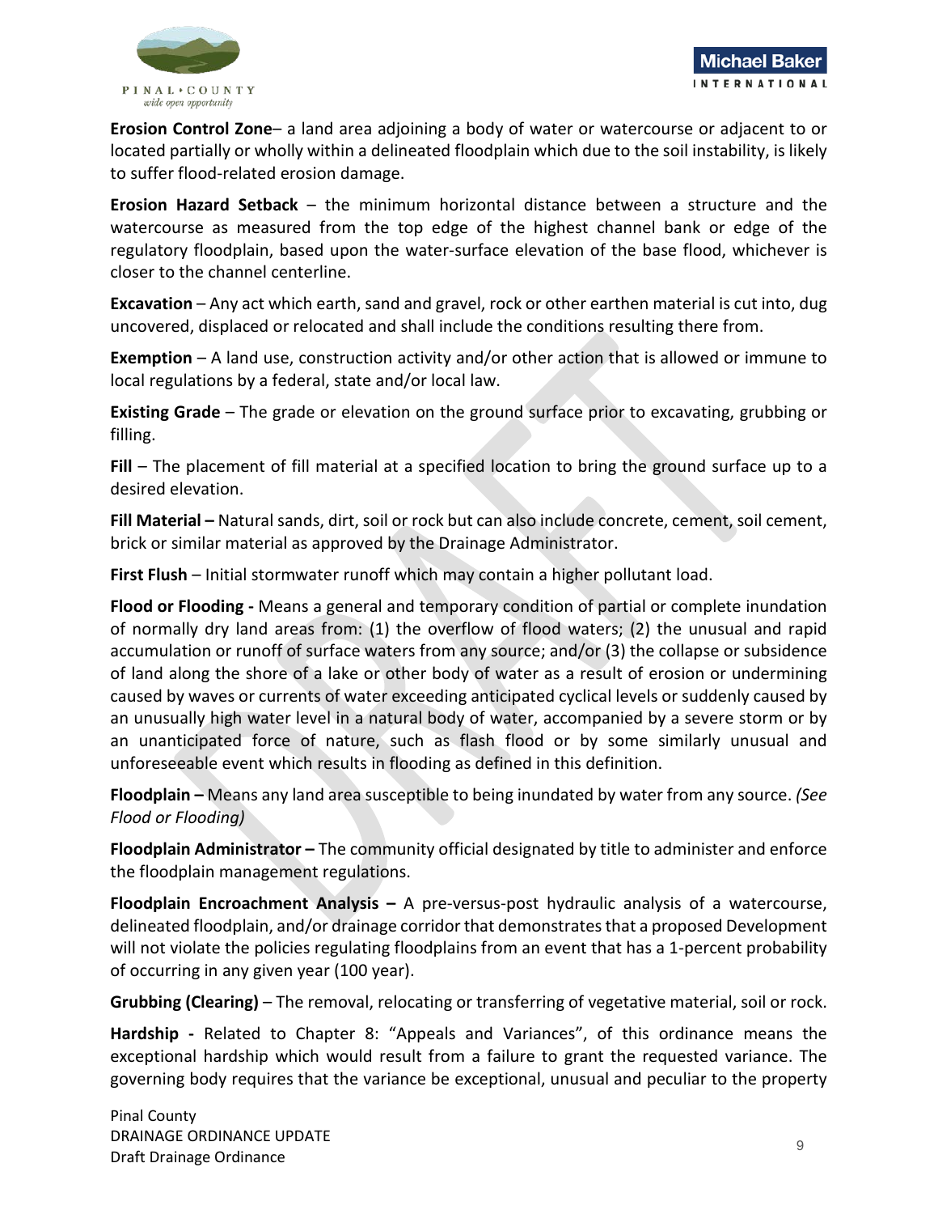**Erosion Control Zone**– a land area adjoining a body of water or watercourse or adjacent to or located partially or wholly within a delineated floodplain which due to the soil instability, is likely to suffer flood-related erosion damage.

**Erosion Hazard Setback** – the minimum horizontal distance between a structure and the watercourse as measured from the top edge of the highest channel bank or edge of the regulatory floodplain, based upon the water-surface elevation of the base flood, whichever is closer to the channel centerline.

**Excavation** – Any act which earth, sand and gravel, rock or other earthen material is cut into, dug uncovered, displaced or relocated and shall include the conditions resulting there from.

**Exemption** – A land use, construction activity and/or other action that is allowed or immune to local regulations by a federal, state and/or local law.

**Existing Grade** – The grade or elevation on the ground surface prior to excavating, grubbing or filling.

**Fill** – The placement of fill material at a specified location to bring the ground surface up to a desired elevation.

**Fill Material –** Natural sands, dirt, soil or rock but can also include concrete, cement, soil cement, brick or similar material as approved by the Drainage Administrator.

**First Flush** – Initial stormwater runoff which may contain a higher pollutant load.

**Flood or Flooding -** Means a general and temporary condition of partial or complete inundation of normally dry land areas from: (1) the overflow of flood waters; (2) the unusual and rapid accumulation or runoff of surface waters from any source; and/or (3) the collapse or subsidence of land along the shore of a lake or other body of water as a result of erosion or undermining caused by waves or currents of water exceeding anticipated cyclical levels or suddenly caused by an unusually high water level in a natural body of water, accompanied by a severe storm or by an unanticipated force of nature, such as flash flood or by some similarly unusual and unforeseeable event which results in flooding as defined in this definition.

**Floodplain –** Means any land area susceptible to being inundated by water from any source. *(See Flood or Flooding)*

**Floodplain Administrator –** The community official designated by title to administer and enforce the floodplain management regulations.

**Floodplain Encroachment Analysis –** A pre-versus-post hydraulic analysis of a watercourse, delineated floodplain, and/or drainage corridor that demonstrates that a proposed Development will not violate the policies regulating floodplains from an event that has a 1-percent probability of occurring in any given year (100 year).

**Grubbing (Clearing)** – The removal, relocating or transferring of vegetative material, soil or rock.

**Hardship -** Related to Chapter 8: "Appeals and Variances", of this ordinance means the exceptional hardship which would result from a failure to grant the requested variance. The governing body requires that the variance be exceptional, unusual and peculiar to the property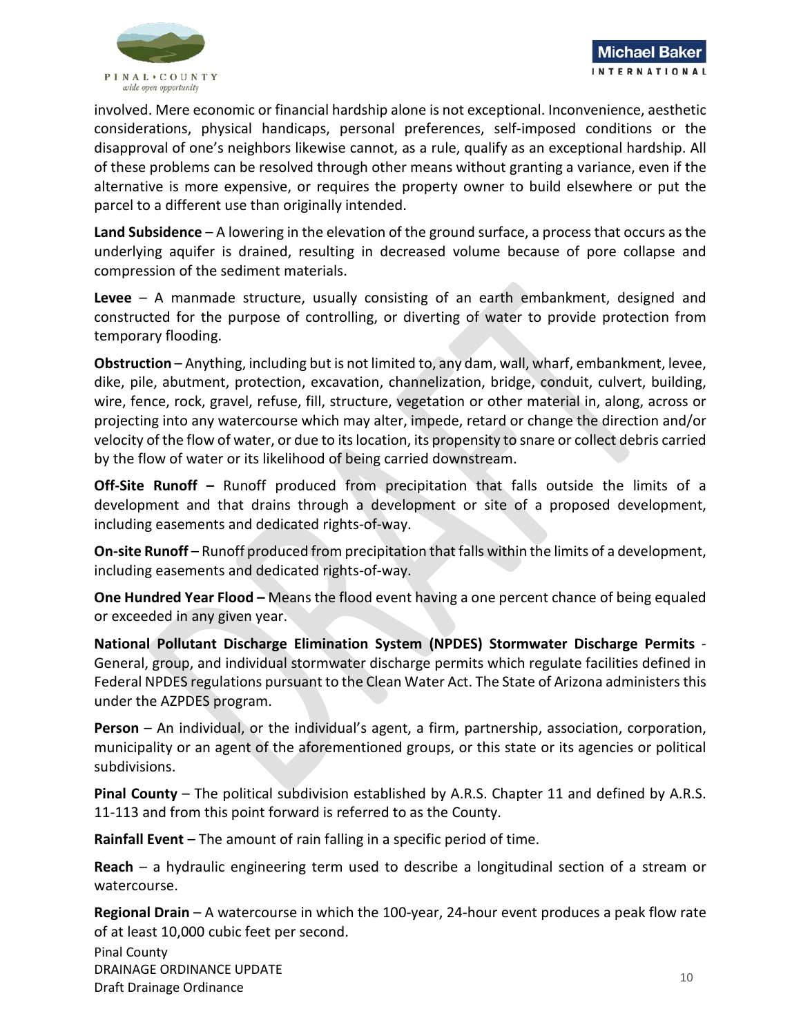involved. Mere economic or financial hardship alone is not exceptional. Inconvenience, aesthetic considerations, physical handicaps, personal preferences, self-imposed conditions or the disapproval of one's neighbors likewise cannot, as a rule, qualify as an exceptional hardship. All of these problems can be resolved through other means without granting a variance, even if the alternative is more expensive, or requires the property owner to build elsewhere or put the parcel to a different use than originally intended.

**Land Subsidence** – A lowering in the elevation of the ground surface, a process that occurs as the underlying aquifer is drained, resulting in decreased volume because of pore collapse and compression of the sediment materials.

**Levee** – A manmade structure, usually consisting of an earth embankment, designed and constructed for the purpose of controlling, or diverting of water to provide protection from temporary flooding.

**Obstruction** – Anything, including but is not limited to, any dam, wall, wharf, embankment, levee, dike, pile, abutment, protection, excavation, channelization, bridge, conduit, culvert, building, wire, fence, rock, gravel, refuse, fill, structure, vegetation or other material in, along, across or projecting into any watercourse which may alter, impede, retard or change the direction and/or velocity of the flow of water, or due to its location, its propensity to snare or collect debris carried by the flow of water or its likelihood of being carried downstream.

**Off-Site Runoff –** Runoff produced from precipitation that falls outside the limits of a development and that drains through a development or site of a proposed development, including easements and dedicated rights-of-way.

**On-site Runoff** – Runoff produced from precipitation that falls within the limits of a development, including easements and dedicated rights-of-way.

**One Hundred Year Flood –** Means the flood event having a one percent chance of being equaled or exceeded in any given year.

**National Pollutant Discharge Elimination System (NPDES) Stormwater Discharge Permits** - General, group, and individual stormwater discharge permits which regulate facilities defined in Federal NPDES regulations pursuant to the Clean Water Act. The State of Arizona administers this under the AZPDES program.

**Person** – An individual, or the individual's agent, a firm, partnership, association, corporation, municipality or an agent of the aforementioned groups, or this state or its agencies or political subdivisions.

**Pinal County** – The political subdivision established by A.R.S. Chapter 11 and defined by A.R.S. 11-113 and from this point forward is referred to as the County.

**Rainfall Event** – The amount of rain falling in a specific period of time.

**Reach** – a hydraulic engineering term used to describe a longitudinal section of a stream or watercourse.

**Regional Drain** – A watercourse in which the 100-year, 24-hour event produces a peak flow rate of at least 10,000 cubic feet per second.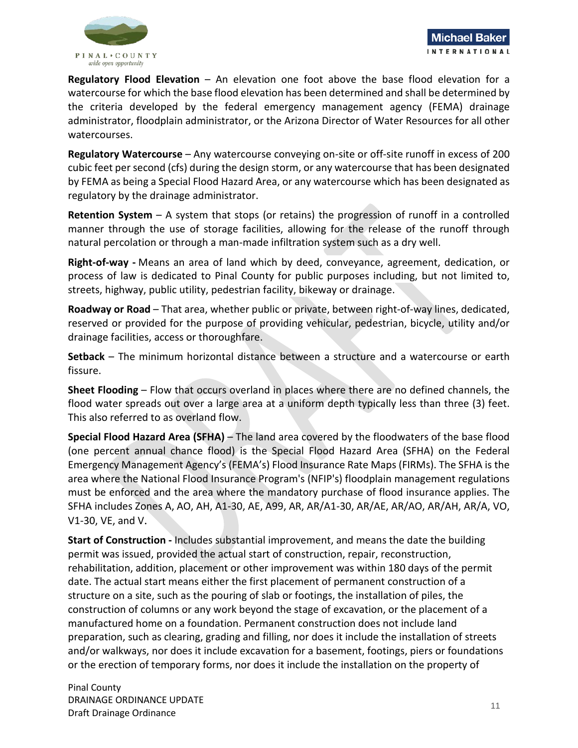**Regulatory Flood Elevation** – An elevation one foot above the base flood elevation for a watercourse for which the base flood elevation has been determined and shall be determined by the criteria developed by the federal emergency management agency (FEMA) drainage administrator, floodplain administrator, or the Arizona Director of Water Resources for all other watercourses.

**Regulatory Watercourse** – Any watercourse conveying on-site or off-site runoff in excess of 200 cubic feet per second (cfs) during the design storm, or any watercourse that has been designated by FEMA as being a Special Flood Hazard Area, or any watercourse which has been designated as regulatory by the drainage administrator.

**Retention System** – A system that stops (or retains) the progression of runoff in a controlled manner through the use of storage facilities, allowing for the release of the runoff through natural percolation or through a man-made infiltration system such as a dry well.

**Right-of-way -** Means an area of land which by deed, conveyance, agreement, dedication, or process of law is dedicated to Pinal County for public purposes including, but not limited to, streets, highway, public utility, pedestrian facility, bikeway or drainage.

**Roadway or Road** – That area, whether public or private, between right-of-way lines, dedicated, reserved or provided for the purpose of providing vehicular, pedestrian, bicycle, utility and/or drainage facilities, access or thoroughfare.

**Setback** – The minimum horizontal distance between a structure and a watercourse or earth fissure.

**Sheet Flooding** – Flow that occurs overland in places where there are no defined channels, the flood water spreads out over a large area at a uniform depth typically less than three (3) feet. This also referred to as overland flow.

**Special Flood Hazard Area (SFHA)** – The land area covered by the floodwaters of the base flood (one percent annual chance flood) is the Special Flood Hazard Area (SFHA) on the Federal Emergency Management Agency's (FEMA's) Flood Insurance Rate Maps (FIRMs). The SFHA is the area where the National Flood Insurance Program's (NFIP's) floodplain management regulations must be enforced and the area where the mandatory purchase of flood insurance applies. The SFHA includes Zones A, AO, AH, A1-30, AE, A99, AR, AR/A1-30, AR/AE, AR/AO, AR/AH, AR/A, VO, V1-30, VE, and V.

**Start of Construction -** Includes substantial improvement, and means the date the building permit was issued, provided the actual start of construction, repair, reconstruction, rehabilitation, addition, placement or other improvement was within 180 days of the permit date. The actual start means either the first placement of permanent construction of a structure on a site, such as the pouring of slab or footings, the installation of piles, the construction of columns or any work beyond the stage of excavation, or the placement of a manufactured home on a foundation. Permanent construction does not include land preparation, such as clearing, grading and filling, nor does it include the installation of streets and/or walkways, nor does it include excavation for a basement, footings, piers or foundations or the erection of temporary forms, nor does it include the installation on the property of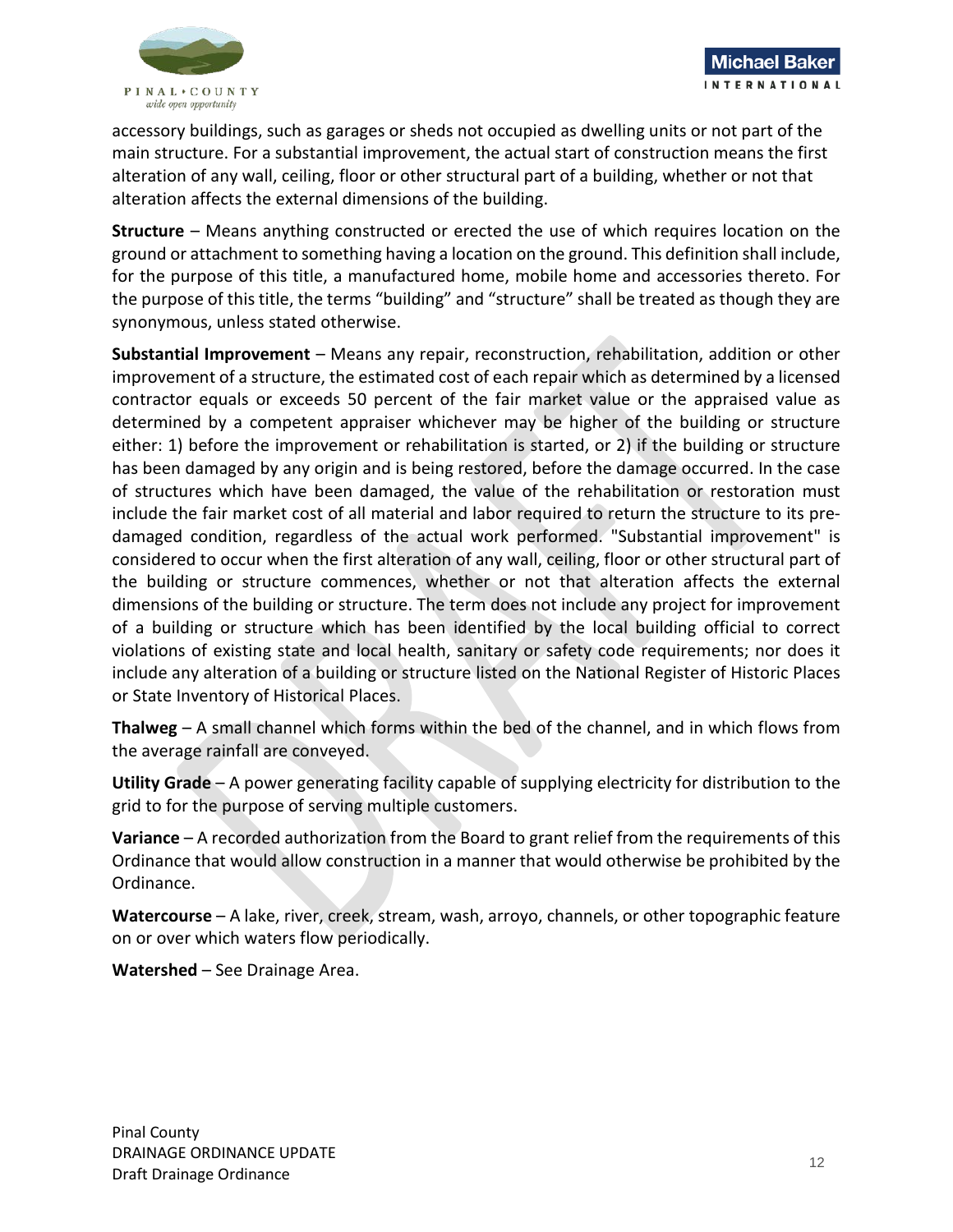accessory buildings, such as garages or sheds not occupied as dwelling units or not part of the main structure. For a substantial improvement, the actual start of construction means the first alteration of any wall, ceiling, floor or other structural part of a building, whether or not that alteration affects the external dimensions of the building.

**Structure** – Means anything constructed or erected the use of which requires location on the ground or attachment to something having a location on the ground. This definition shall include, for the purpose of this title, a manufactured home, mobile home and accessories thereto. For the purpose of this title, the terms "building" and "structure" shall be treated as though they are synonymous, unless stated otherwise.

**Substantial Improvement** – Means any repair, reconstruction, rehabilitation, addition or other improvement of a structure, the estimated cost of each repair which as determined by a licensed contractor equals or exceeds 50 percent of the fair market value or the appraised value as determined by a competent appraiser whichever may be higher of the building or structure either: 1) before the improvement or rehabilitation is started, or 2) if the building or structure has been damaged by any origin and is being restored, before the damage occurred. In the case of structures which have been damaged, the value of the rehabilitation or restoration must include the fair market cost of all material and labor required to return the structure to its pre-damaged condition, regardless of the actual work performed. "Substantial improvement" is considered to occur when the first alteration of any wall, ceiling, floor or other structural part of the building or structure commences, whether or not that alteration affects the external dimensions of the building or structure. The term does not include any project for improvement of a building or structure which has been identified by the local building official to correct violations of existing state and local health, sanitary or safety code requirements; nor does it include any alteration of a building or structure listed on the National Register of Historic Places or State Inventory of Historical Places.

**Thalweg** – A small channel which forms within the bed of the channel, and in which flows from the average rainfall are conveyed.

**Utility Grade** – A power generating facility capable of supplying electricity for distribution to the grid to for the purpose of serving multiple customers.

**Variance** – A recorded authorization from the Board to grant relief from the requirements of this Ordinance that would allow construction in a manner that would otherwise be prohibited by the Ordinance.

**Watercourse** – A lake, river, creek, stream, wash, arroyo, channels, or other topographic feature on or over which waters flow periodically.

**Watershed** – See Drainage Area.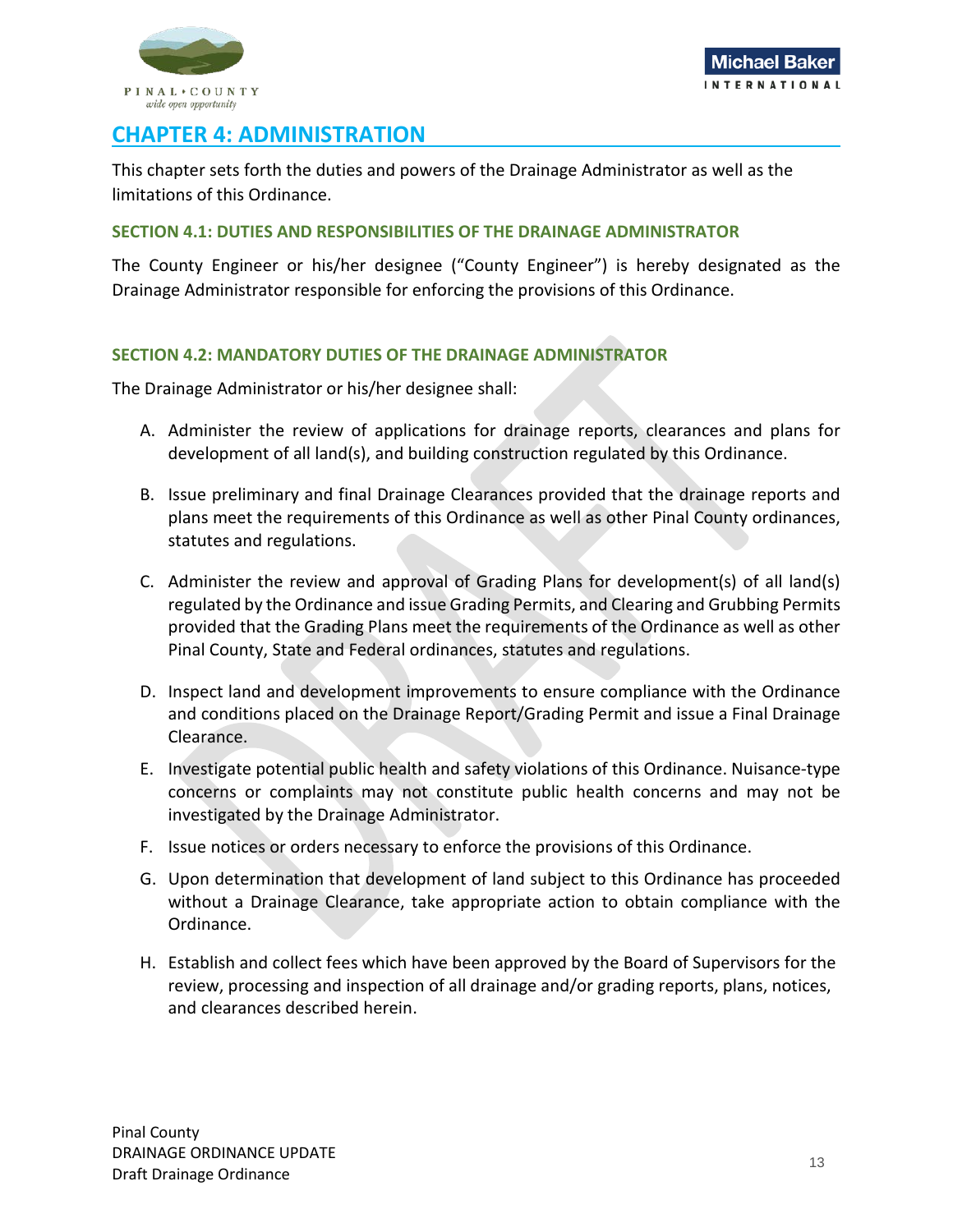# CHAPTER 4: ADMINISTRATION

This chapter sets forth the duties and powers of the Drainage Administrator as well as the limitations of this Ordinance.

### SECTION 4.1: DUTIES AND RESPONSIBILITIES OF THE DRAINAGE ADMINISTRATOR

The County Engineer or his/her designee ("County Engineer") is hereby designated as the Drainage Administrator responsible for enforcing the provisions of this Ordinance.

### SECTION 4.2: MANDATORY DUTIES OF THE DRAINAGE ADMINISTRATOR

The Drainage Administrator or his/her designee shall:

A. Administer the review of applications for drainage reports, clearances and plans for development of all land(s), and building construction regulated by this Ordinance.

B. Issue preliminary and final Drainage Clearances provided that the drainage reports and plans meet the requirements of this Ordinance as well as other Pinal County ordinances, statutes and regulations.

C. Administer the review and approval of Grading Plans for development(s) of all land(s) regulated by the Ordinance and issue Grading Permits, and Clearing and Grubbing Permits provided that the Grading Plans meet the requirements of the Ordinance as well as other Pinal County, State and Federal ordinances, statutes and regulations.

D. Inspect land and development improvements to ensure compliance with the Ordinance and conditions placed on the Drainage Report/Grading Permit and issue a Final Drainage Clearance.

E. Investigate potential public health and safety violations of this Ordinance. Nuisance-type concerns or complaints may not constitute public health concerns and may not be investigated by the Drainage Administrator.

F. Issue notices or orders necessary to enforce the provisions of this Ordinance.

G. Upon determination that development of land subject to this Ordinance has proceeded without a Drainage Clearance, take appropriate action to obtain compliance with the Ordinance.

H. Establish and collect fees which have been approved by the Board of Supervisors for the review, processing and inspection of all drainage and/or grading reports, plans, notices, and clearances described herein.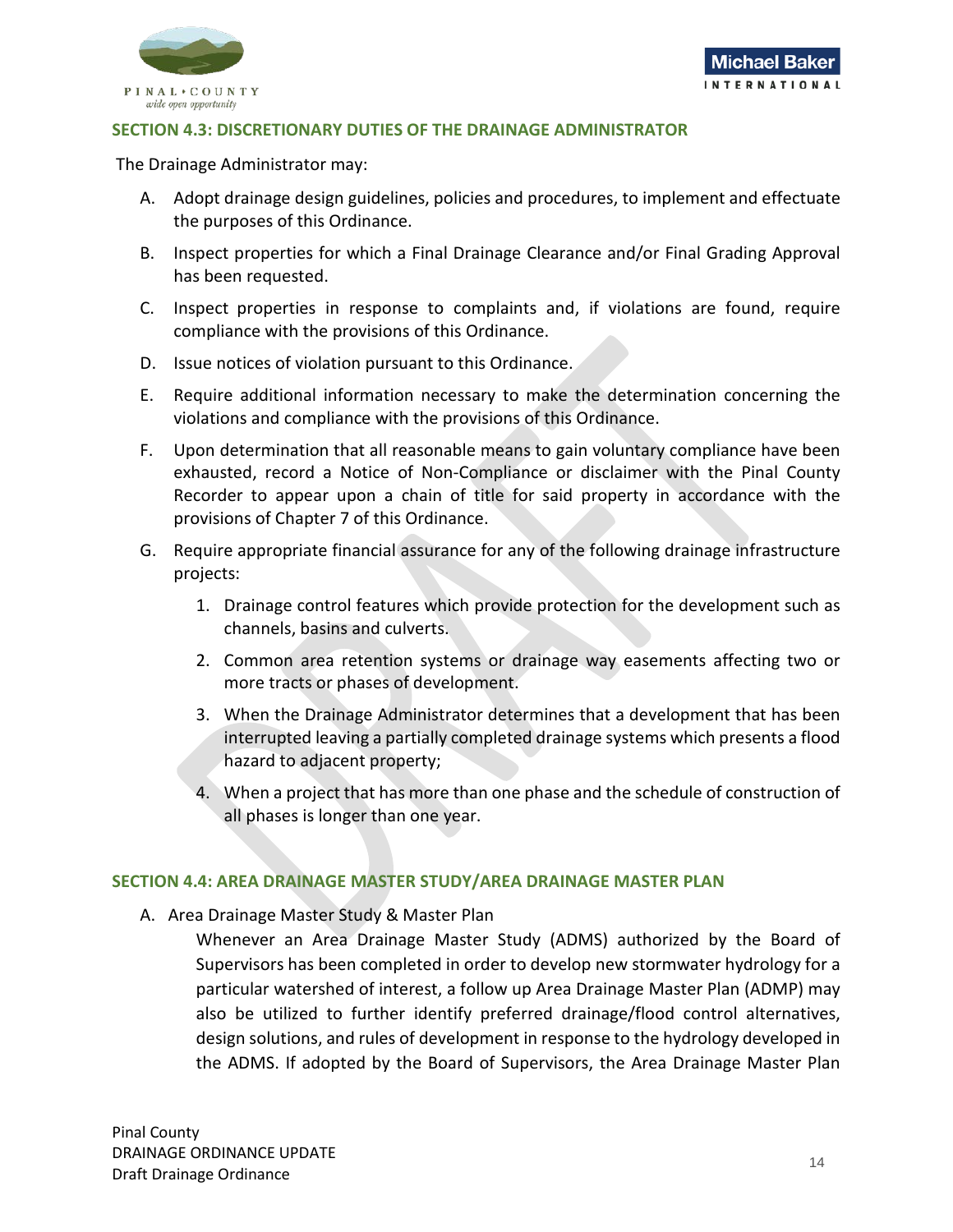### SECTION 4.3: DISCRETIONARY DUTIES OF THE DRAINAGE ADMINISTRATOR

The Drainage Administrator may:

A. Adopt drainage design guidelines, policies and procedures, to implement and effectuate the purposes of this Ordinance.

B. Inspect properties for which a Final Drainage Clearance and/or Final Grading Approval has been requested.

C. Inspect properties in response to complaints and, if violations are found, require compliance with the provisions of this Ordinance.

D. Issue notices of violation pursuant to this Ordinance.

E. Require additional information necessary to make the determination concerning the violations and compliance with the provisions of this Ordinance.

F. Upon determination that all reasonable means to gain voluntary compliance have been exhausted, record a Notice of Non-Compliance or disclaimer with the Pinal County Recorder to appear upon a chain of title for said property in accordance with the provisions of Chapter 7 of this Ordinance.

G. Require appropriate financial assurance for any of the following drainage infrastructure projects:

   1. Drainage control features which provide protection for the development such as channels, basins and culverts.

   2. Common area retention systems or drainage way easements affecting two or more tracts or phases of development.

   3. When the Drainage Administrator determines that a development that has been interrupted leaving a partially completed drainage systems which presents a flood hazard to adjacent property;

   4. When a project that has more than one phase and the schedule of construction of all phases is longer than one year.

### SECTION 4.4: AREA DRAINAGE MASTER STUDY/AREA DRAINAGE MASTER PLAN

A. Area Drainage Master Study & Master Plan

   Whenever an Area Drainage Master Study (ADMS) authorized by the Board of Supervisors has been completed in order to develop new stormwater hydrology for a particular watershed of interest, a follow up Area Drainage Master Plan (ADMP) may also be utilized to further identify preferred drainage/flood control alternatives, design solutions, and rules of development in response to the hydrology developed in the ADMS. If adopted by the Board of Supervisors, the Area Drainage Master Plan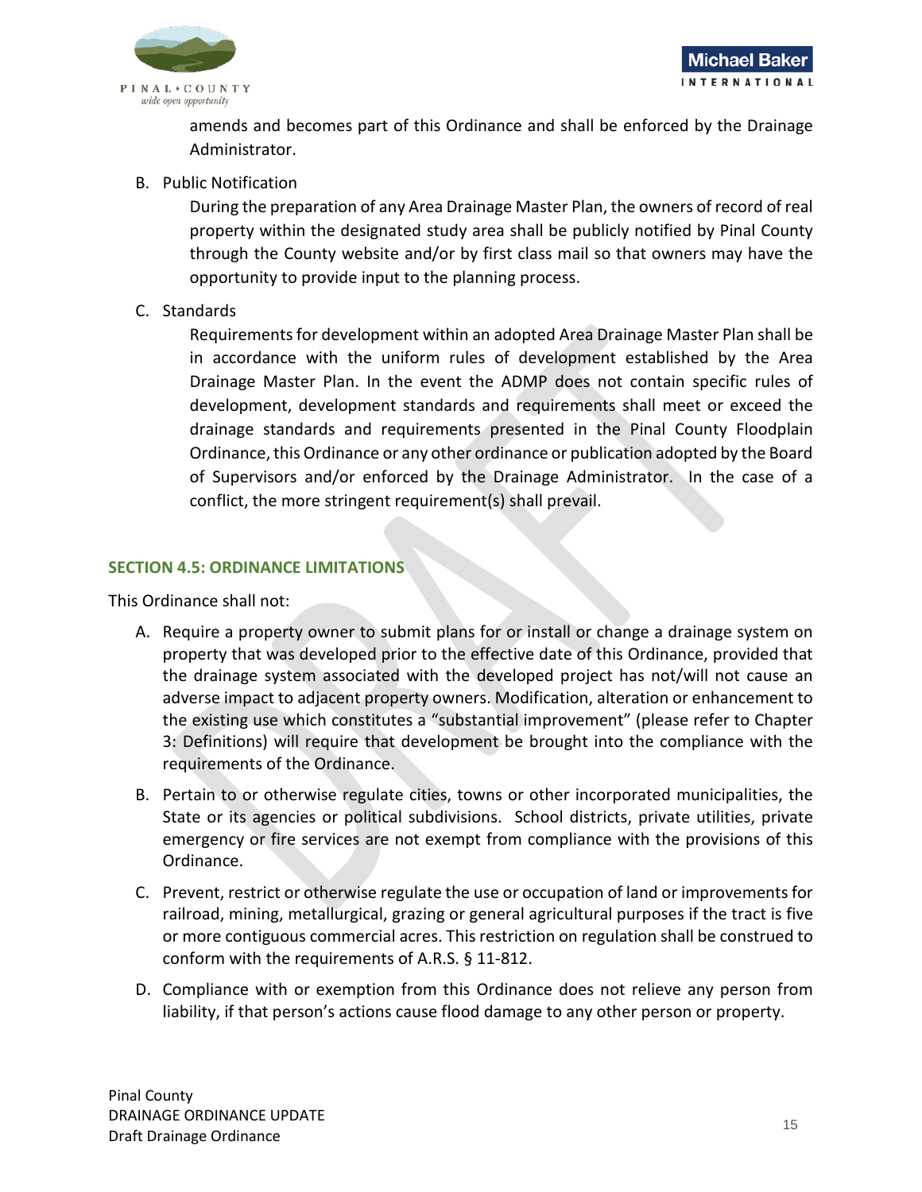amends and becomes part of this Ordinance and shall be enforced by the Drainage Administrator.

B. Public Notification

During the preparation of any Area Drainage Master Plan, the owners of record of real property within the designated study area shall be publicly notified by Pinal County through the County website and/or by first class mail so that owners may have the opportunity to provide input to the planning process.

C. Standards

Requirements for development within an adopted Area Drainage Master Plan shall be in accordance with the uniform rules of development established by the Area Drainage Master Plan. In the event the ADMP does not contain specific rules of development, development standards and requirements shall meet or exceed the drainage standards and requirements presented in the Pinal County Floodplain Ordinance, this Ordinance or any other ordinance or publication adopted by the Board of Supervisors and/or enforced by the Drainage Administrator. In the case of a conflict, the more stringent requirement(s) shall prevail.

## SECTION 4.5: ORDINANCE LIMITATIONS

This Ordinance shall not:

A. Require a property owner to submit plans for or install or change a drainage system on property that was developed prior to the effective date of this Ordinance, provided that the drainage system associated with the developed project has not/will not cause an adverse impact to adjacent property owners. Modification, alteration or enhancement to the existing use which constitutes a "substantial improvement" (please refer to Chapter 3: Definitions) will require that development be brought into the compliance with the requirements of the Ordinance.

B. Pertain to or otherwise regulate cities, towns or other incorporated municipalities, the State or its agencies or political subdivisions. School districts, private utilities, private emergency or fire services are not exempt from compliance with the provisions of this Ordinance.

C. Prevent, restrict or otherwise regulate the use or occupation of land or improvements for railroad, mining, metallurgical, grazing or general agricultural purposes if the tract is five or more contiguous commercial acres. This restriction on regulation shall be construed to conform with the requirements of A.R.S. § 11-812.

D. Compliance with or exemption from this Ordinance does not relieve any person from liability, if that person's actions cause flood damage to any other person or property.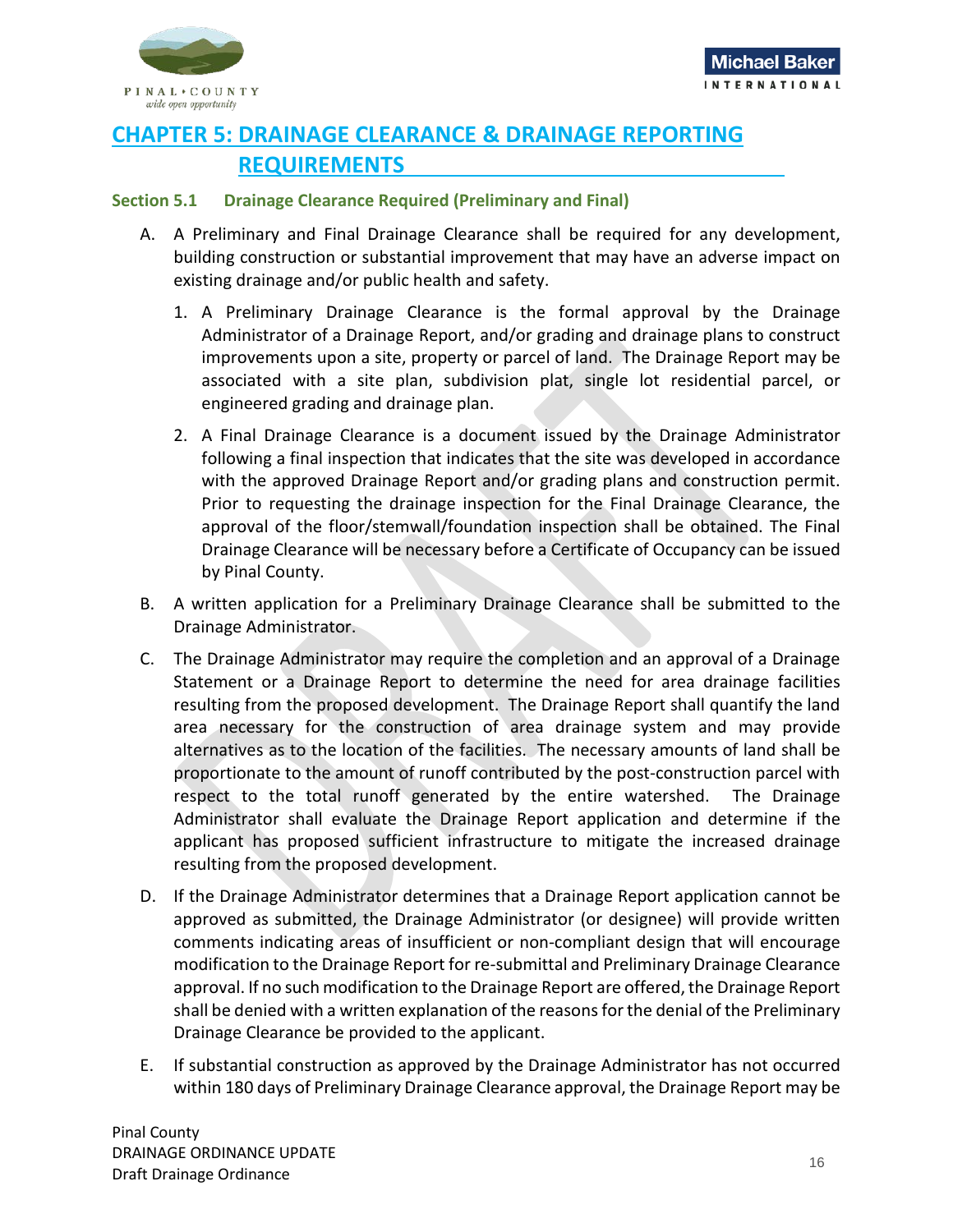# CHAPTER 5: DRAINAGE CLEARANCE & DRAINAGE REPORTING REQUIREMENTS

## Section 5.1 Drainage Clearance Required (Preliminary and Final)

A. A Preliminary and Final Drainage Clearance shall be required for any development, building construction or substantial improvement that may have an adverse impact on existing drainage and/or public health and safety.

1. A Preliminary Drainage Clearance is the formal approval by the Drainage Administrator of a Drainage Report, and/or grading and drainage plans to construct improvements upon a site, property or parcel of land. The Drainage Report may be associated with a site plan, subdivision plat, single lot residential parcel, or engineered grading and drainage plan.

2. A Final Drainage Clearance is a document issued by the Drainage Administrator following a final inspection that indicates that the site was developed in accordance with the approved Drainage Report and/or grading plans and construction permit. Prior to requesting the drainage inspection for the Final Drainage Clearance, the approval of the floor/stemwall/foundation inspection shall be obtained. The Final Drainage Clearance will be necessary before a Certificate of Occupancy can be issued by Pinal County.

B. A written application for a Preliminary Drainage Clearance shall be submitted to the Drainage Administrator.

C. The Drainage Administrator may require the completion and an approval of a Drainage Statement or a Drainage Report to determine the need for area drainage facilities resulting from the proposed development. The Drainage Report shall quantify the land area necessary for the construction of area drainage system and may provide alternatives as to the location of the facilities. The necessary amounts of land shall be proportionate to the amount of runoff contributed by the post-construction parcel with respect to the total runoff generated by the entire watershed. The Drainage Administrator shall evaluate the Drainage Report application and determine if the applicant has proposed sufficient infrastructure to mitigate the increased drainage resulting from the proposed development.

D. If the Drainage Administrator determines that a Drainage Report application cannot be approved as submitted, the Drainage Administrator (or designee) will provide written comments indicating areas of insufficient or non-compliant design that will encourage modification to the Drainage Report for re-submittal and Preliminary Drainage Clearance approval. If no such modification to the Drainage Report are offered, the Drainage Report shall be denied with a written explanation of the reasons for the denial of the Preliminary Drainage Clearance be provided to the applicant.

E. If substantial construction as approved by the Drainage Administrator has not occurred within 180 days of Preliminary Drainage Clearance approval, the Drainage Report may be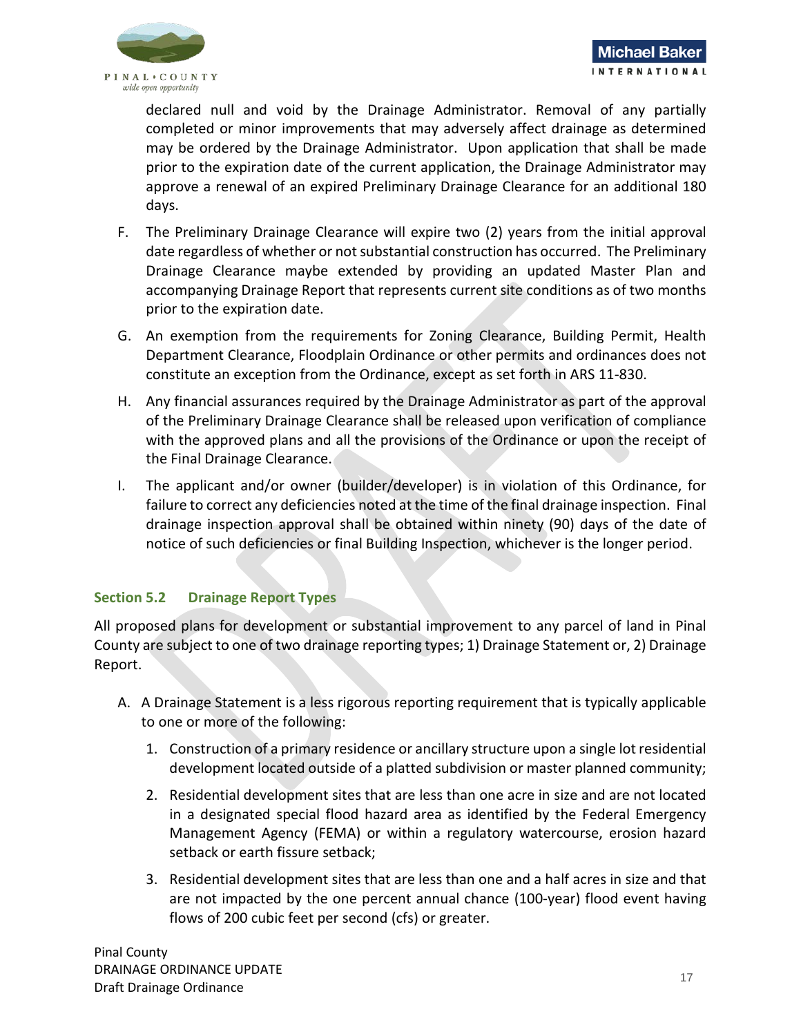declared null and void by the Drainage Administrator. Removal of any partially completed or minor improvements that may adversely affect drainage as determined may be ordered by the Drainage Administrator. Upon application that shall be made prior to the expiration date of the current application, the Drainage Administrator may approve a renewal of an expired Preliminary Drainage Clearance for an additional 180 days.

F. The Preliminary Drainage Clearance will expire two (2) years from the initial approval date regardless of whether or not substantial construction has occurred. The Preliminary Drainage Clearance maybe extended by providing an updated Master Plan and accompanying Drainage Report that represents current site conditions as of two months prior to the expiration date.

G. An exemption from the requirements for Zoning Clearance, Building Permit, Health Department Clearance, Floodplain Ordinance or other permits and ordinances does not constitute an exception from the Ordinance, except as set forth in ARS 11-830.

H. Any financial assurances required by the Drainage Administrator as part of the approval of the Preliminary Drainage Clearance shall be released upon verification of compliance with the approved plans and all the provisions of the Ordinance or upon the receipt of the Final Drainage Clearance.

I. The applicant and/or owner (builder/developer) is in violation of this Ordinance, for failure to correct any deficiencies noted at the time of the final drainage inspection. Final drainage inspection approval shall be obtained within ninety (90) days of the date of notice of such deficiencies or final Building Inspection, whichever is the longer period.

## Section 5.2 Drainage Report Types

All proposed plans for development or substantial improvement to any parcel of land in Pinal County are subject to one of two drainage reporting types; 1) Drainage Statement or, 2) Drainage Report.

A. A Drainage Statement is a less rigorous reporting requirement that is typically applicable to one or more of the following:

1. Construction of a primary residence or ancillary structure upon a single lot residential development located outside of a platted subdivision or master planned community;
2. Residential development sites that are less than one acre in size and are not located in a designated special flood hazard area as identified by the Federal Emergency Management Agency (FEMA) or within a regulatory watercourse, erosion hazard setback or earth fissure setback;
3. Residential development sites that are less than one and a half acres in size and that are not impacted by the one percent annual chance (100-year) flood event having flows of 200 cubic feet per second (cfs) or greater.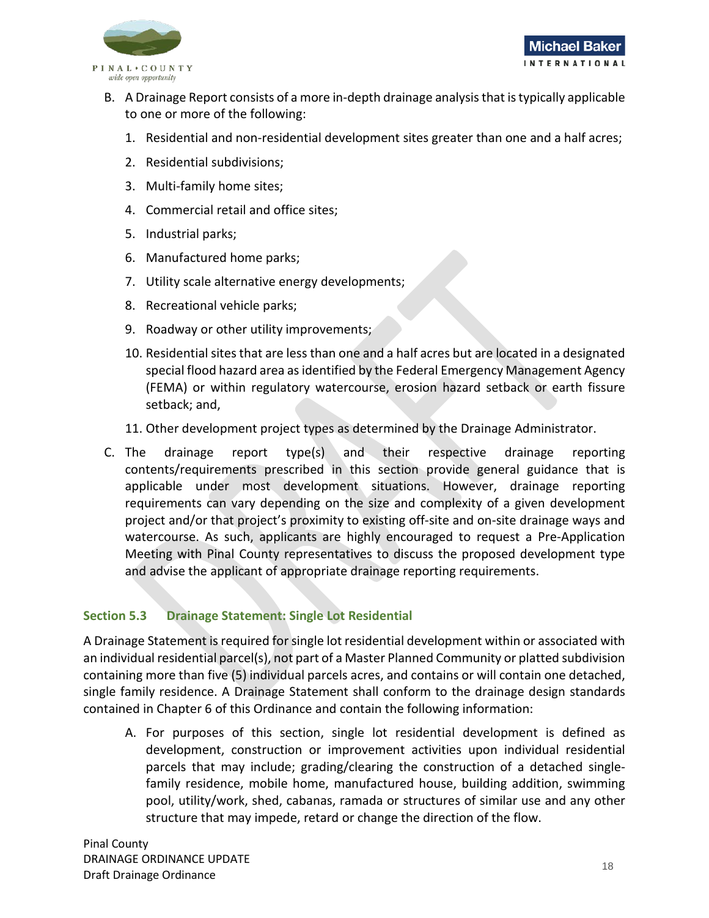B. A Drainage Report consists of a more in-depth drainage analysis that is typically applicable to one or more of the following:

   1. Residential and non-residential development sites greater than one and a half acres;
   2. Residential subdivisions;
   3. Multi-family home sites;
   4. Commercial retail and office sites;
   5. Industrial parks;
   6. Manufactured home parks;
   7. Utility scale alternative energy developments;
   8. Recreational vehicle parks;
   9. Roadway or other utility improvements;
   10. Residential sites that are less than one and a half acres but are located in a designated special flood hazard area as identified by the Federal Emergency Management Agency (FEMA) or within regulatory watercourse, erosion hazard setback or earth fissure setback; and,
   11. Other development project types as determined by the Drainage Administrator.

C. The drainage report type(s) and their respective drainage reporting contents/requirements prescribed in this section provide general guidance that is applicable under most development situations. However, drainage reporting requirements can vary depending on the size and complexity of a given development project and/or that project's proximity to existing off-site and on-site drainage ways and watercourse. As such, applicants are highly encouraged to request a Pre-Application Meeting with Pinal County representatives to discuss the proposed development type and advise the applicant of appropriate drainage reporting requirements.

## Section 5.3 Drainage Statement: Single Lot Residential

A Drainage Statement is required for single lot residential development within or associated with an individual residential parcel(s), not part of a Master Planned Community or platted subdivision containing more than five (5) individual parcels acres, and contains or will contain one detached, single family residence. A Drainage Statement shall conform to the drainage design standards contained in Chapter 6 of this Ordinance and contain the following information:

A. For purposes of this section, single lot residential development is defined as development, construction or improvement activities upon individual residential parcels that may include; grading/clearing the construction of a detached single-family residence, mobile home, manufactured house, building addition, swimming pool, utility/work, shed, cabanas, ramada or structures of similar use and any other structure that may impede, retard or change the direction of the flow.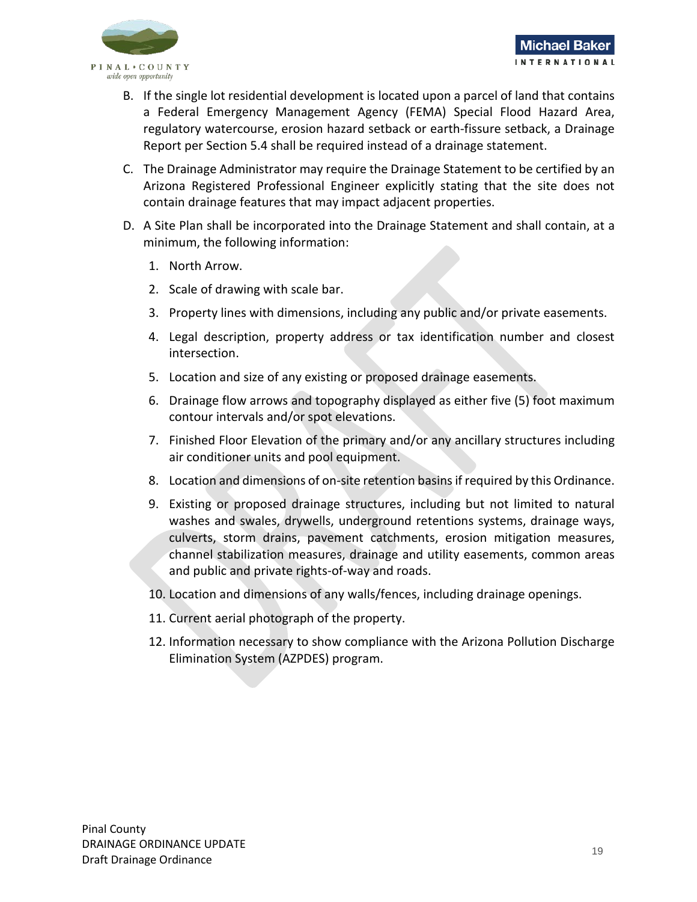B. If the single lot residential development is located upon a parcel of land that contains a Federal Emergency Management Agency (FEMA) Special Flood Hazard Area, regulatory watercourse, erosion hazard setback or earth-fissure setback, a Drainage Report per Section 5.4 shall be required instead of a drainage statement.

C. The Drainage Administrator may require the Drainage Statement to be certified by an Arizona Registered Professional Engineer explicitly stating that the site does not contain drainage features that may impact adjacent properties.

D. A Site Plan shall be incorporated into the Drainage Statement and shall contain, at a minimum, the following information:

1. North Arrow.
2. Scale of drawing with scale bar.
3. Property lines with dimensions, including any public and/or private easements.
4. Legal description, property address or tax identification number and closest intersection.
5. Location and size of any existing or proposed drainage easements.
6. Drainage flow arrows and topography displayed as either five (5) foot maximum contour intervals and/or spot elevations.
7. Finished Floor Elevation of the primary and/or any ancillary structures including air conditioner units and pool equipment.
8. Location and dimensions of on-site retention basins if required by this Ordinance.
9. Existing or proposed drainage structures, including but not limited to natural washes and swales, drywells, underground retentions systems, drainage ways, culverts, storm drains, pavement catchments, erosion mitigation measures, channel stabilization measures, drainage and utility easements, common areas and public and private rights-of-way and roads.
10. Location and dimensions of any walls/fences, including drainage openings.
11. Current aerial photograph of the property.
12. Information necessary to show compliance with the Arizona Pollution Discharge Elimination System (AZPDES) program.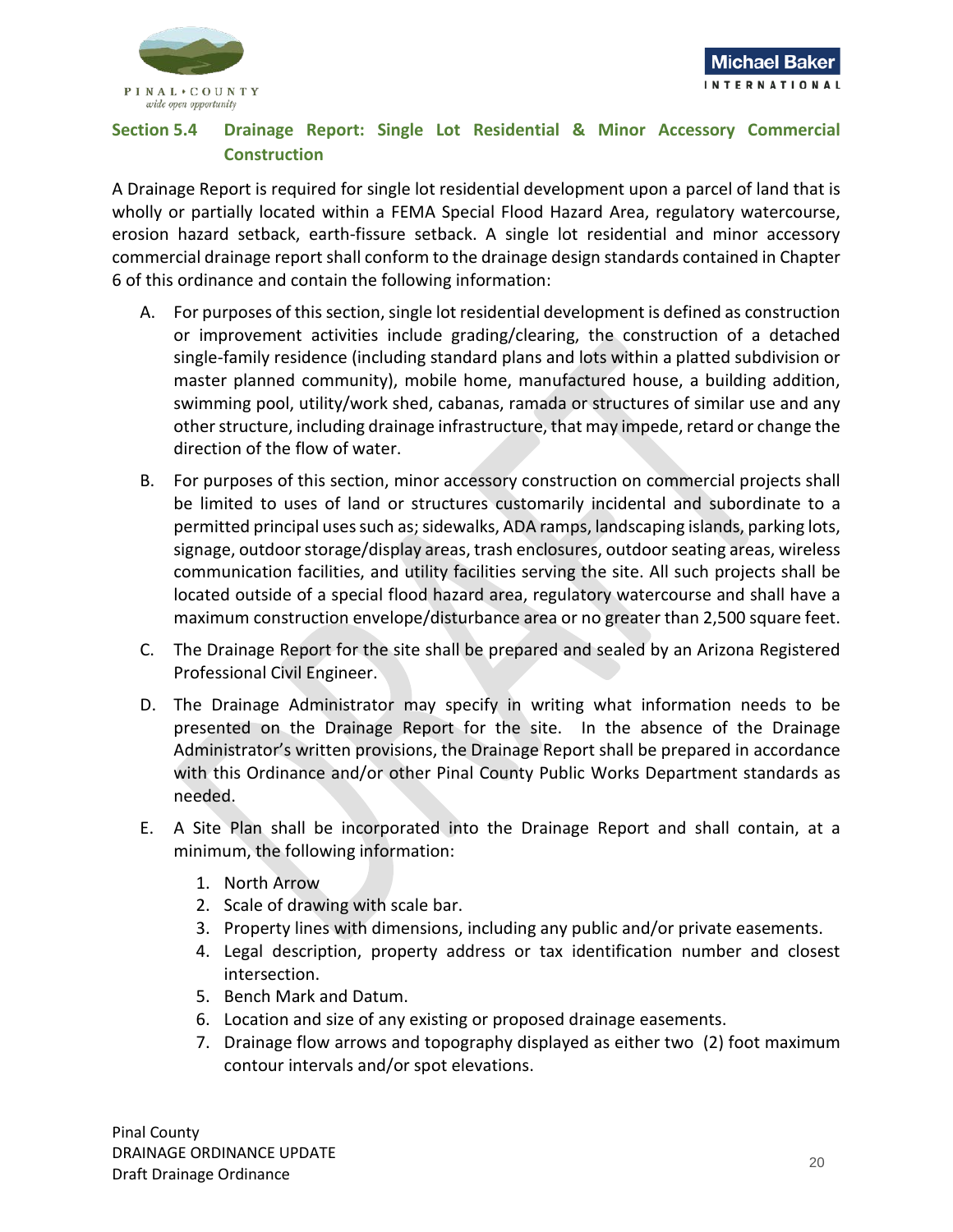## Section 5.4 Drainage Report: Single Lot Residential & Minor Accessory Commercial Construction

A Drainage Report is required for single lot residential development upon a parcel of land that is wholly or partially located within a FEMA Special Flood Hazard Area, regulatory watercourse, erosion hazard setback, earth-fissure setback. A single lot residential and minor accessory commercial drainage report shall conform to the drainage design standards contained in Chapter 6 of this ordinance and contain the following information:

A. For purposes of this section, single lot residential development is defined as construction or improvement activities include grading/clearing, the construction of a detached single-family residence (including standard plans and lots within a platted subdivision or master planned community), mobile home, manufactured house, a building addition, swimming pool, utility/work shed, cabanas, ramada or structures of similar use and any other structure, including drainage infrastructure, that may impede, retard or change the direction of the flow of water.

B. For purposes of this section, minor accessory construction on commercial projects shall be limited to uses of land or structures customarily incidental and subordinate to a permitted principal uses such as; sidewalks, ADA ramps, landscaping islands, parking lots, signage, outdoor storage/display areas, trash enclosures, outdoor seating areas, wireless communication facilities, and utility facilities serving the site. All such projects shall be located outside of a special flood hazard area, regulatory watercourse and shall have a maximum construction envelope/disturbance area or no greater than 2,500 square feet.

C. The Drainage Report for the site shall be prepared and sealed by an Arizona Registered Professional Civil Engineer.

D. The Drainage Administrator may specify in writing what information needs to be presented on the Drainage Report for the site. In the absence of the Drainage Administrator's written provisions, the Drainage Report shall be prepared in accordance with this Ordinance and/or other Pinal County Public Works Department standards as needed.

E. A Site Plan shall be incorporated into the Drainage Report and shall contain, at a minimum, the following information:

   1. North Arrow
   2. Scale of drawing with scale bar.
   3. Property lines with dimensions, including any public and/or private easements.
   4. Legal description, property address or tax identification number and closest intersection.
   5. Bench Mark and Datum.
   6. Location and size of any existing or proposed drainage easements.
   7. Drainage flow arrows and topography displayed as either two (2) foot maximum contour intervals and/or spot elevations.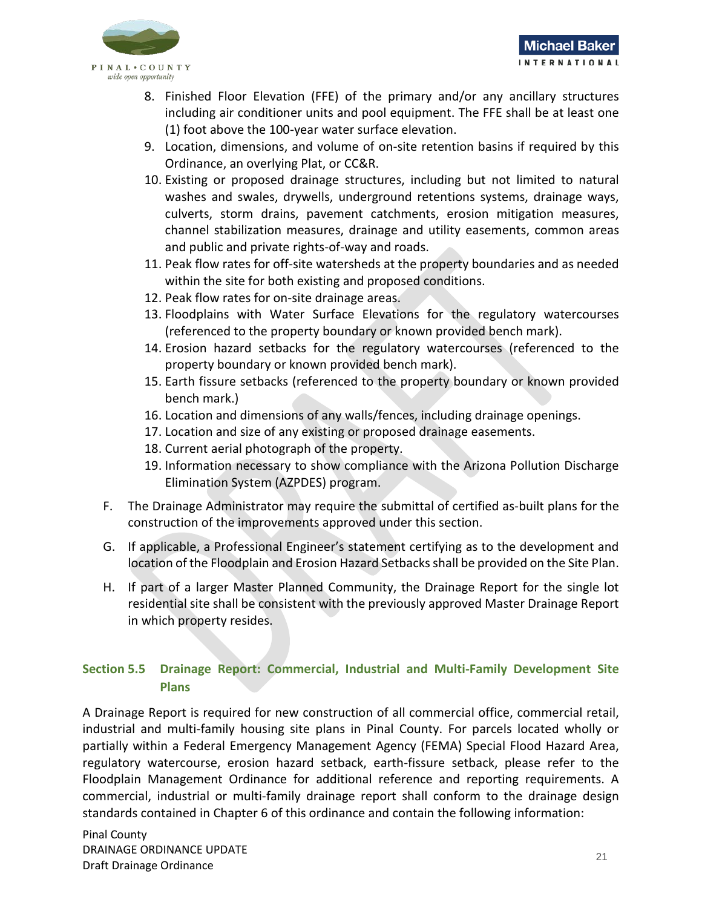8. Finished Floor Elevation (FFE) of the primary and/or any ancillary structures including air conditioner units and pool equipment. The FFE shall be at least one (1) foot above the 100-year water surface elevation.
9. Location, dimensions, and volume of on-site retention basins if required by this Ordinance, an overlying Plat, or CC&R.
10. Existing or proposed drainage structures, including but not limited to natural washes and swales, drywells, underground retentions systems, drainage ways, culverts, storm drains, pavement catchments, erosion mitigation measures, channel stabilization measures, drainage and utility easements, common areas and public and private rights-of-way and roads.
11. Peak flow rates for off-site watersheds at the property boundaries and as needed within the site for both existing and proposed conditions.
12. Peak flow rates for on-site drainage areas.
13. Floodplains with Water Surface Elevations for the regulatory watercourses (referenced to the property boundary or known provided bench mark).
14. Erosion hazard setbacks for the regulatory watercourses (referenced to the property boundary or known provided bench mark).
15. Earth fissure setbacks (referenced to the property boundary or known provided bench mark.)
16. Location and dimensions of any walls/fences, including drainage openings.
17. Location and size of any existing or proposed drainage easements.
18. Current aerial photograph of the property.
19. Information necessary to show compliance with the Arizona Pollution Discharge Elimination System (AZPDES) program.

F. The Drainage Administrator may require the submittal of certified as-built plans for the construction of the improvements approved under this section.

G. If applicable, a Professional Engineer's statement certifying as to the development and location of the Floodplain and Erosion Hazard Setbacks shall be provided on the Site Plan.

H. If part of a larger Master Planned Community, the Drainage Report for the single lot residential site shall be consistent with the previously approved Master Drainage Report in which property resides.

## Section 5.5 Drainage Report: Commercial, Industrial and Multi-Family Development Site Plans

A Drainage Report is required for new construction of all commercial office, commercial retail, industrial and multi-family housing site plans in Pinal County. For parcels located wholly or partially within a Federal Emergency Management Agency (FEMA) Special Flood Hazard Area, regulatory watercourse, erosion hazard setback, earth-fissure setback, please refer to the Floodplain Management Ordinance for additional reference and reporting requirements. A commercial, industrial or multi-family drainage report shall conform to the drainage design standards contained in Chapter 6 of this ordinance and contain the following information: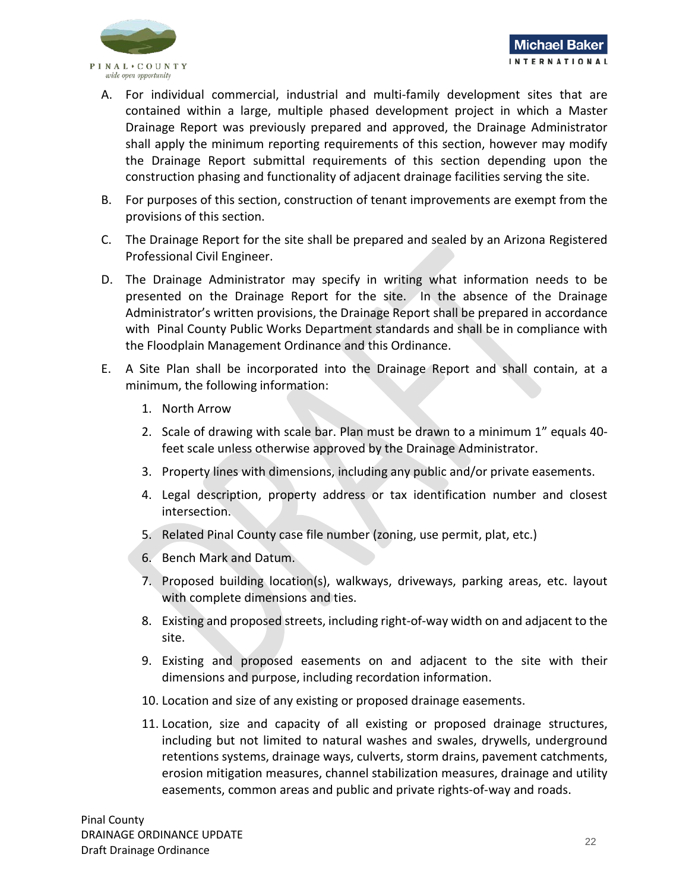A. For individual commercial, industrial and multi-family development sites that are contained within a large, multiple phased development project in which a Master Drainage Report was previously prepared and approved, the Drainage Administrator shall apply the minimum reporting requirements of this section, however may modify the Drainage Report submittal requirements of this section depending upon the construction phasing and functionality of adjacent drainage facilities serving the site.

B. For purposes of this section, construction of tenant improvements are exempt from the provisions of this section.

C. The Drainage Report for the site shall be prepared and sealed by an Arizona Registered Professional Civil Engineer.

D. The Drainage Administrator may specify in writing what information needs to be presented on the Drainage Report for the site. In the absence of the Drainage Administrator's written provisions, the Drainage Report shall be prepared in accordance with Pinal County Public Works Department standards and shall be in compliance with the Floodplain Management Ordinance and this Ordinance.

E. A Site Plan shall be incorporated into the Drainage Report and shall contain, at a minimum, the following information:

   1. North Arrow
   2. Scale of drawing with scale bar. Plan must be drawn to a minimum 1" equals 40-feet scale unless otherwise approved by the Drainage Administrator.
   3. Property lines with dimensions, including any public and/or private easements.
   4. Legal description, property address or tax identification number and closest intersection.
   5. Related Pinal County case file number (zoning, use permit, plat, etc.)
   6. Bench Mark and Datum.
   7. Proposed building location(s), walkways, driveways, parking areas, etc. layout with complete dimensions and ties.
   8. Existing and proposed streets, including right-of-way width on and adjacent to the site.
   9. Existing and proposed easements on and adjacent to the site with their dimensions and purpose, including recordation information.
   10. Location and size of any existing or proposed drainage easements.
   11. Location, size and capacity of all existing or proposed drainage structures, including but not limited to natural washes and swales, drywells, underground retentions systems, drainage ways, culverts, storm drains, pavement catchments, erosion mitigation measures, channel stabilization measures, drainage and utility easements, common areas and public and private rights-of-way and roads.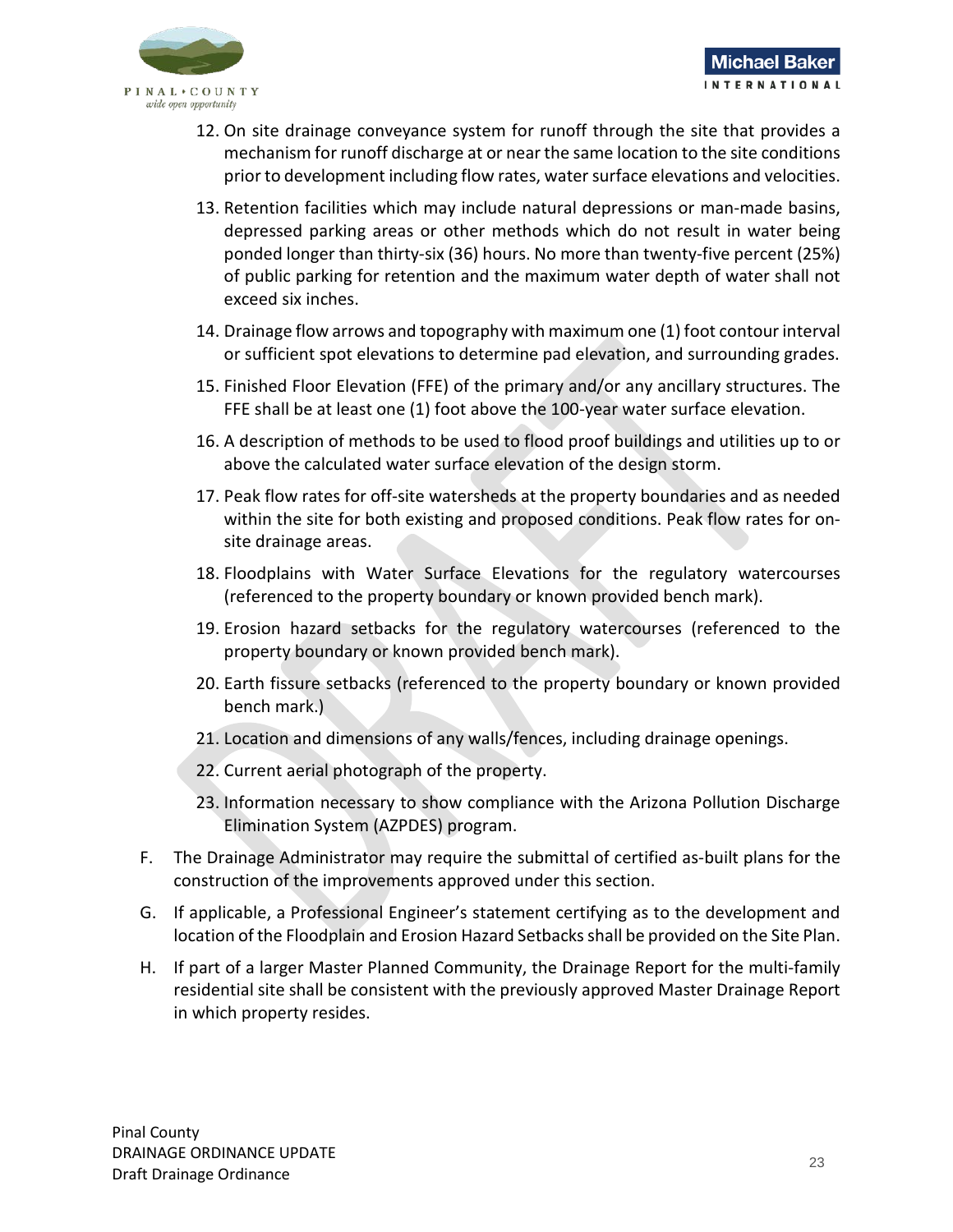12. On site drainage conveyance system for runoff through the site that provides a mechanism for runoff discharge at or near the same location to the site conditions prior to development including flow rates, water surface elevations and velocities.
13. Retention facilities which may include natural depressions or man-made basins, depressed parking areas or other methods which do not result in water being ponded longer than thirty-six (36) hours. No more than twenty-five percent (25%) of public parking for retention and the maximum water depth of water shall not exceed six inches.
14. Drainage flow arrows and topography with maximum one (1) foot contour interval or sufficient spot elevations to determine pad elevation, and surrounding grades.
15. Finished Floor Elevation (FFE) of the primary and/or any ancillary structures. The FFE shall be at least one (1) foot above the 100-year water surface elevation.
16. A description of methods to be used to flood proof buildings and utilities up to or above the calculated water surface elevation of the design storm.
17. Peak flow rates for off-site watersheds at the property boundaries and as needed within the site for both existing and proposed conditions. Peak flow rates for on-site drainage areas.
18. Floodplains with Water Surface Elevations for the regulatory watercourses (referenced to the property boundary or known provided bench mark).
19. Erosion hazard setbacks for the regulatory watercourses (referenced to the property boundary or known provided bench mark).
20. Earth fissure setbacks (referenced to the property boundary or known provided bench mark.)
21. Location and dimensions of any walls/fences, including drainage openings.
22. Current aerial photograph of the property.
23. Information necessary to show compliance with the Arizona Pollution Discharge Elimination System (AZPDES) program.

F. The Drainage Administrator may require the submittal of certified as-built plans for the construction of the improvements approved under this section.

G. If applicable, a Professional Engineer's statement certifying as to the development and location of the Floodplain and Erosion Hazard Setbacks shall be provided on the Site Plan.

H. If part of a larger Master Planned Community, the Drainage Report for the multi-family residential site shall be consistent with the previously approved Master Drainage Report in which property resides.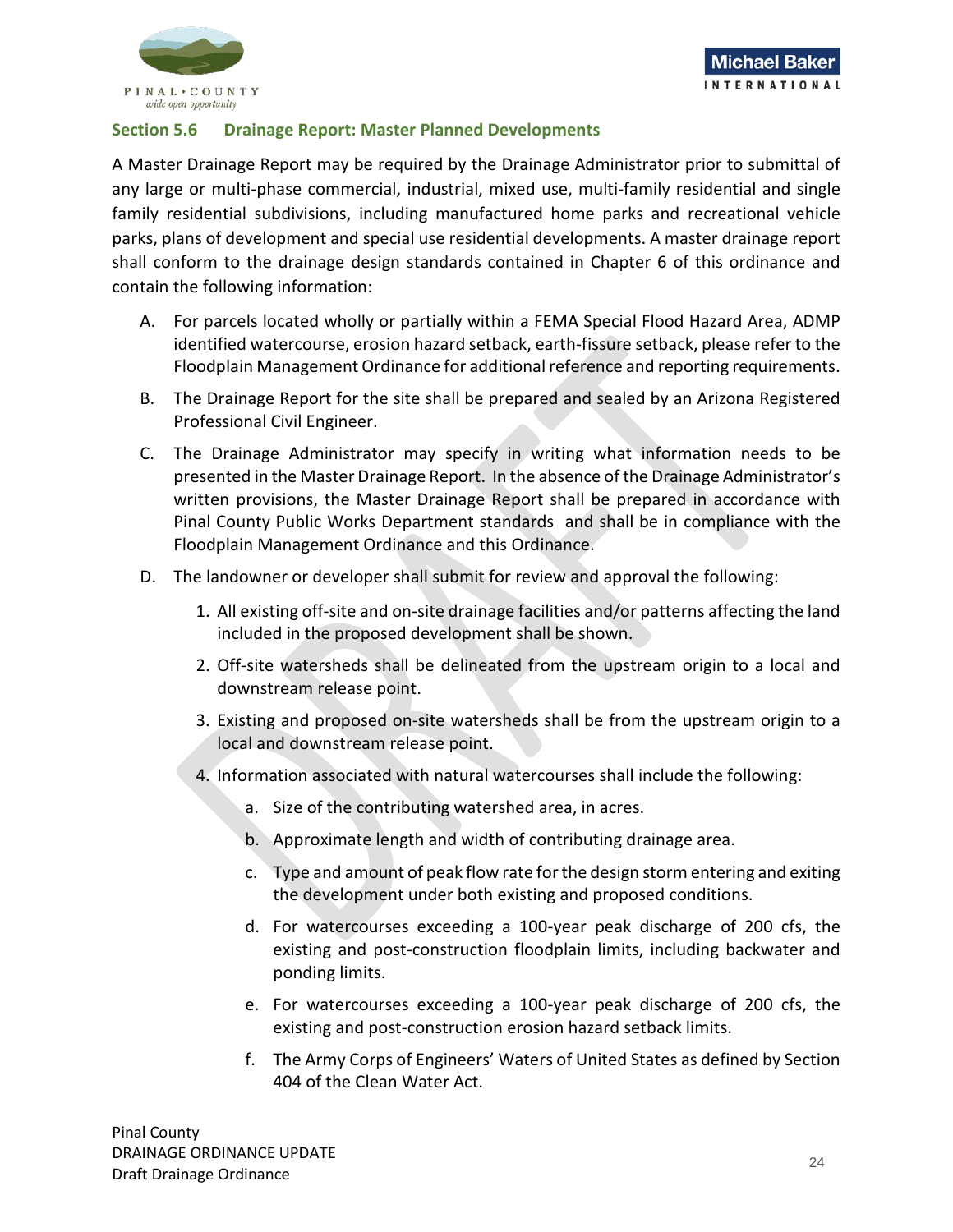## Section 5.6 Drainage Report: Master Planned Developments

A Master Drainage Report may be required by the Drainage Administrator prior to submittal of any large or multi-phase commercial, industrial, mixed use, multi-family residential and single family residential subdivisions, including manufactured home parks and recreational vehicle parks, plans of development and special use residential developments. A master drainage report shall conform to the drainage design standards contained in Chapter 6 of this ordinance and contain the following information:

A. For parcels located wholly or partially within a FEMA Special Flood Hazard Area, ADMP identified watercourse, erosion hazard setback, earth-fissure setback, please refer to the Floodplain Management Ordinance for additional reference and reporting requirements.

B. The Drainage Report for the site shall be prepared and sealed by an Arizona Registered Professional Civil Engineer.

C. The Drainage Administrator may specify in writing what information needs to be presented in the Master Drainage Report. In the absence of the Drainage Administrator's written provisions, the Master Drainage Report shall be prepared in accordance with Pinal County Public Works Department standards and shall be in compliance with the Floodplain Management Ordinance and this Ordinance.

D. The landowner or developer shall submit for review and approval the following:

   1. All existing off-site and on-site drainage facilities and/or patterns affecting the land included in the proposed development shall be shown.

   2. Off-site watersheds shall be delineated from the upstream origin to a local and downstream release point.

   3. Existing and proposed on-site watersheds shall be from the upstream origin to a local and downstream release point.

   4. Information associated with natural watercourses shall include the following:

      a. Size of the contributing watershed area, in acres.

      b. Approximate length and width of contributing drainage area.

      c. Type and amount of peak flow rate for the design storm entering and exiting the development under both existing and proposed conditions.

      d. For watercourses exceeding a 100-year peak discharge of 200 cfs, the existing and post-construction floodplain limits, including backwater and ponding limits.

      e. For watercourses exceeding a 100-year peak discharge of 200 cfs, the existing and post-construction erosion hazard setback limits.

      f. The Army Corps of Engineers' Waters of United States as defined by Section 404 of the Clean Water Act.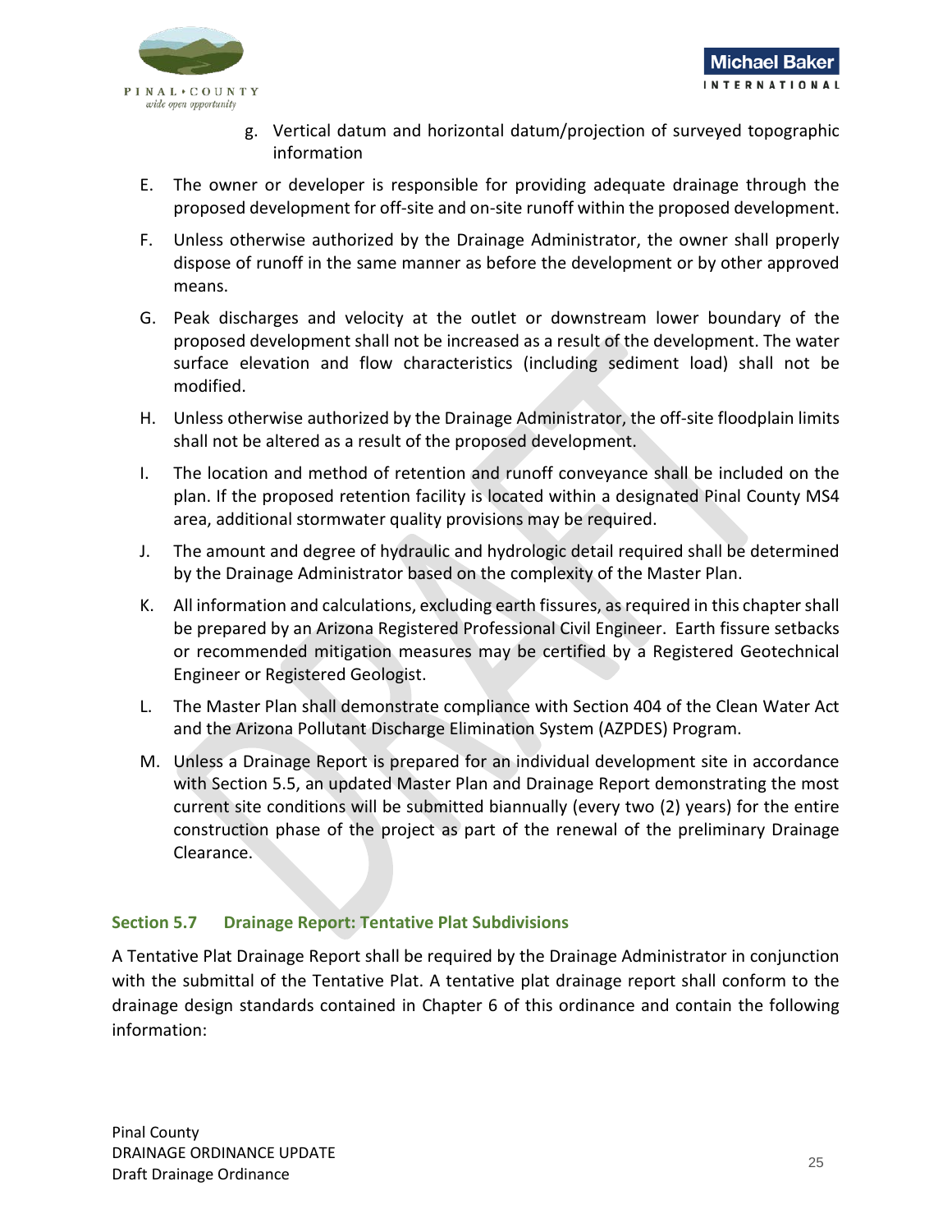g. Vertical datum and horizontal datum/projection of surveyed topographic information

E. The owner or developer is responsible for providing adequate drainage through the proposed development for off-site and on-site runoff within the proposed development.

F. Unless otherwise authorized by the Drainage Administrator, the owner shall properly dispose of runoff in the same manner as before the development or by other approved means.

G. Peak discharges and velocity at the outlet or downstream lower boundary of the proposed development shall not be increased as a result of the development. The water surface elevation and flow characteristics (including sediment load) shall not be modified.

H. Unless otherwise authorized by the Drainage Administrator, the off-site floodplain limits shall not be altered as a result of the proposed development.

I. The location and method of retention and runoff conveyance shall be included on the plan. If the proposed retention facility is located within a designated Pinal County MS4 area, additional stormwater quality provisions may be required.

J. The amount and degree of hydraulic and hydrologic detail required shall be determined by the Drainage Administrator based on the complexity of the Master Plan.

K. All information and calculations, excluding earth fissures, as required in this chapter shall be prepared by an Arizona Registered Professional Civil Engineer. Earth fissure setbacks or recommended mitigation measures may be certified by a Registered Geotechnical Engineer or Registered Geologist.

L. The Master Plan shall demonstrate compliance with Section 404 of the Clean Water Act and the Arizona Pollutant Discharge Elimination System (AZPDES) Program.

M. Unless a Drainage Report is prepared for an individual development site in accordance with Section 5.5, an updated Master Plan and Drainage Report demonstrating the most current site conditions will be submitted biannually (every two (2) years) for the entire construction phase of the project as part of the renewal of the preliminary Drainage Clearance.

### Section 5.7 Drainage Report: Tentative Plat Subdivisions

A Tentative Plat Drainage Report shall be required by the Drainage Administrator in conjunction with the submittal of the Tentative Plat. A tentative plat drainage report shall conform to the drainage design standards contained in Chapter 6 of this ordinance and contain the following information: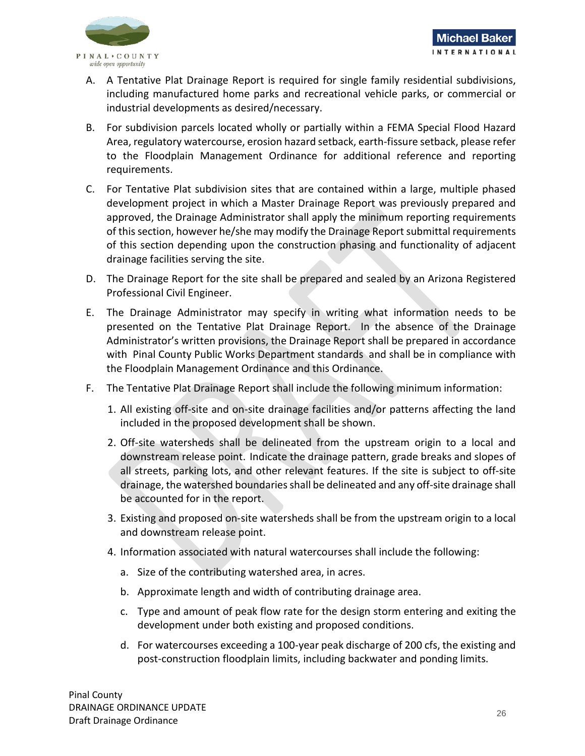A. A Tentative Plat Drainage Report is required for single family residential subdivisions, including manufactured home parks and recreational vehicle parks, or commercial or industrial developments as desired/necessary.

B. For subdivision parcels located wholly or partially within a FEMA Special Flood Hazard Area, regulatory watercourse, erosion hazard setback, earth-fissure setback, please refer to the Floodplain Management Ordinance for additional reference and reporting requirements.

C. For Tentative Plat subdivision sites that are contained within a large, multiple phased development project in which a Master Drainage Report was previously prepared and approved, the Drainage Administrator shall apply the minimum reporting requirements of this section, however he/she may modify the Drainage Report submittal requirements of this section depending upon the construction phasing and functionality of adjacent drainage facilities serving the site.

D. The Drainage Report for the site shall be prepared and sealed by an Arizona Registered Professional Civil Engineer.

E. The Drainage Administrator may specify in writing what information needs to be presented on the Tentative Plat Drainage Report. In the absence of the Drainage Administrator's written provisions, the Drainage Report shall be prepared in accordance with Pinal County Public Works Department standards and shall be in compliance with the Floodplain Management Ordinance and this Ordinance.

F. The Tentative Plat Drainage Report shall include the following minimum information:

   1. All existing off-site and on-site drainage facilities and/or patterns affecting the land included in the proposed development shall be shown.

   2. Off-site watersheds shall be delineated from the upstream origin to a local and downstream release point. Indicate the drainage pattern, grade breaks and slopes of all streets, parking lots, and other relevant features. If the site is subject to off-site drainage, the watershed boundaries shall be delineated and any off-site drainage shall be accounted for in the report.

   3. Existing and proposed on-site watersheds shall be from the upstream origin to a local and downstream release point.

   4. Information associated with natural watercourses shall include the following:

      a. Size of the contributing watershed area, in acres.

      b. Approximate length and width of contributing drainage area.

      c. Type and amount of peak flow rate for the design storm entering and exiting the development under both existing and proposed conditions.

      d. For watercourses exceeding a 100-year peak discharge of 200 cfs, the existing and post-construction floodplain limits, including backwater and ponding limits.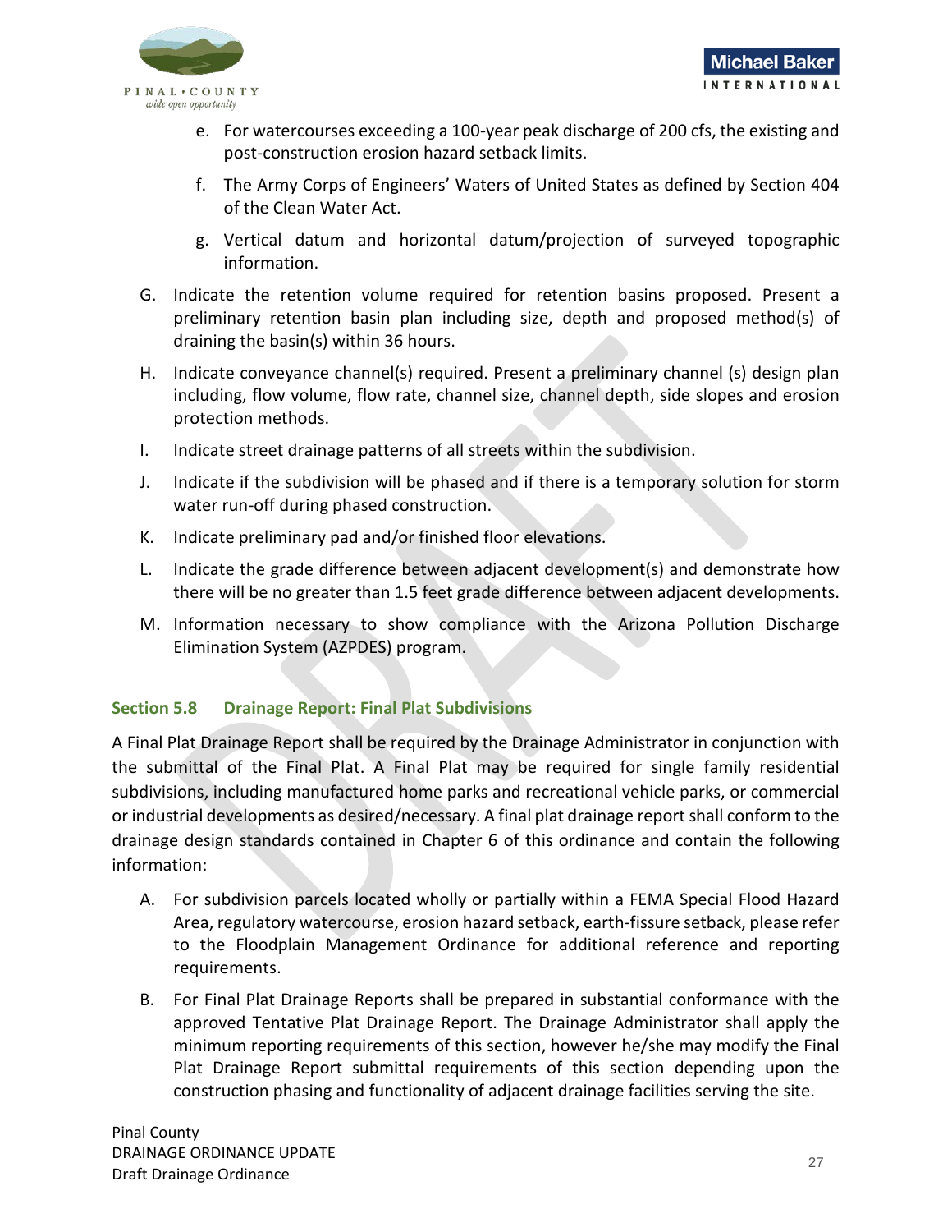e. For watercourses exceeding a 100-year peak discharge of 200 cfs, the existing and post-construction erosion hazard setback limits.

f. The Army Corps of Engineers' Waters of United States as defined by Section 404 of the Clean Water Act.

g. Vertical datum and horizontal datum/projection of surveyed topographic information.

G. Indicate the retention volume required for retention basins proposed. Present a preliminary retention basin plan including size, depth and proposed method(s) of draining the basin(s) within 36 hours.

H. Indicate conveyance channel(s) required. Present a preliminary channel (s) design plan including, flow volume, flow rate, channel size, channel depth, side slopes and erosion protection methods.

I. Indicate street drainage patterns of all streets within the subdivision.

J. Indicate if the subdivision will be phased and if there is a temporary solution for storm water run-off during phased construction.

K. Indicate preliminary pad and/or finished floor elevations.

L. Indicate the grade difference between adjacent development(s) and demonstrate how there will be no greater than 1.5 feet grade difference between adjacent developments.

M. Information necessary to show compliance with the Arizona Pollution Discharge Elimination System (AZPDES) program.

### Section 5.8 Drainage Report: Final Plat Subdivisions

A Final Plat Drainage Report shall be required by the Drainage Administrator in conjunction with the submittal of the Final Plat. A Final Plat may be required for single family residential subdivisions, including manufactured home parks and recreational vehicle parks, or commercial or industrial developments as desired/necessary. A final plat drainage report shall conform to the drainage design standards contained in Chapter 6 of this ordinance and contain the following information:

A. For subdivision parcels located wholly or partially within a FEMA Special Flood Hazard Area, regulatory watercourse, erosion hazard setback, earth-fissure setback, please refer to the Floodplain Management Ordinance for additional reference and reporting requirements.

B. For Final Plat Drainage Reports shall be prepared in substantial conformance with the approved Tentative Plat Drainage Report. The Drainage Administrator shall apply the minimum reporting requirements of this section, however he/she may modify the Final Plat Drainage Report submittal requirements of this section depending upon the construction phasing and functionality of adjacent drainage facilities serving the site.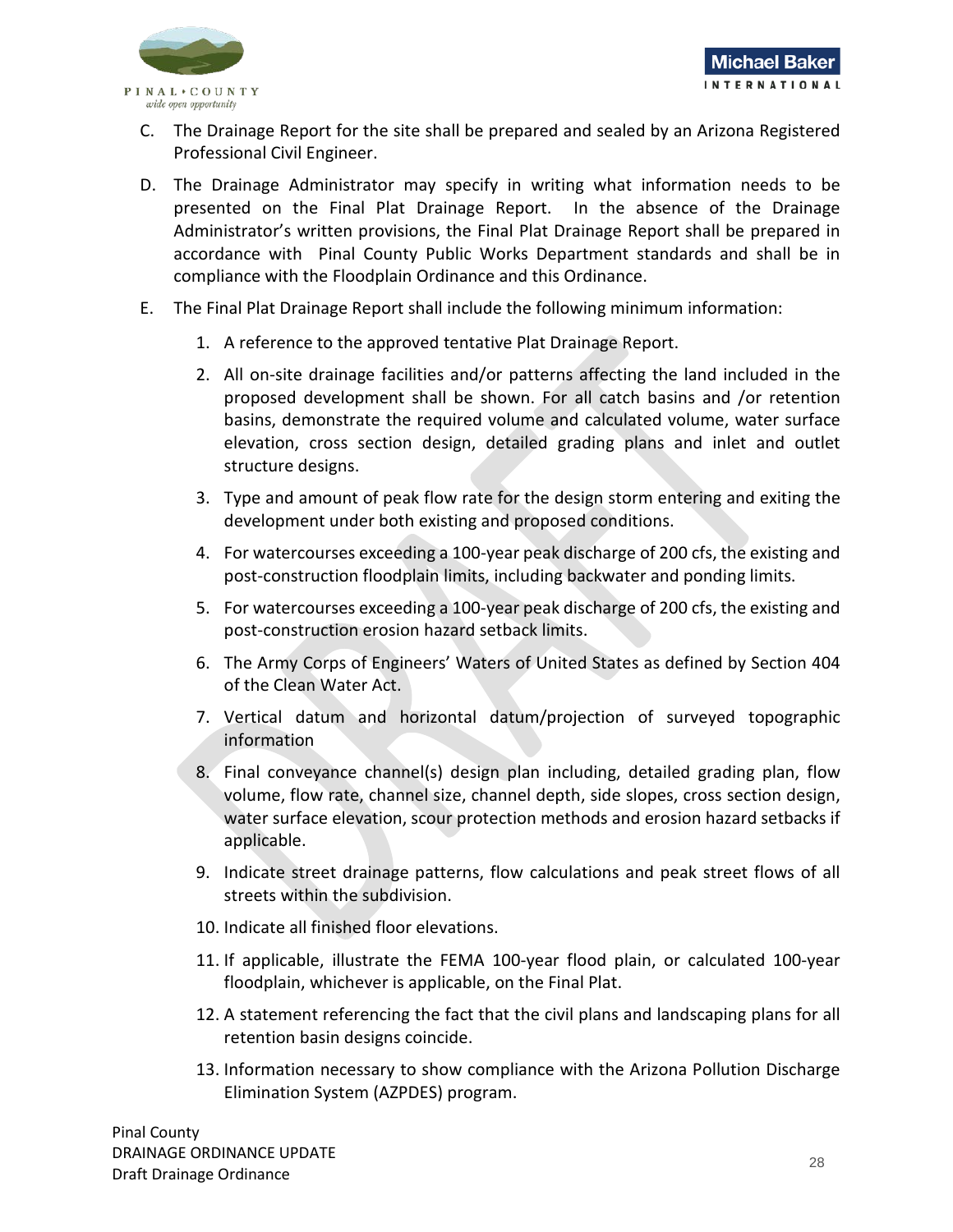C. The Drainage Report for the site shall be prepared and sealed by an Arizona Registered Professional Civil Engineer.

D. The Drainage Administrator may specify in writing what information needs to be presented on the Final Plat Drainage Report. In the absence of the Drainage Administrator's written provisions, the Final Plat Drainage Report shall be prepared in accordance with Pinal County Public Works Department standards and shall be in compliance with the Floodplain Ordinance and this Ordinance.

E. The Final Plat Drainage Report shall include the following minimum information:

1. A reference to the approved tentative Plat Drainage Report.
2. All on-site drainage facilities and/or patterns affecting the land included in the proposed development shall be shown. For all catch basins and /or retention basins, demonstrate the required volume and calculated volume, water surface elevation, cross section design, detailed grading plans and inlet and outlet structure designs.
3. Type and amount of peak flow rate for the design storm entering and exiting the development under both existing and proposed conditions.
4. For watercourses exceeding a 100-year peak discharge of 200 cfs, the existing and post-construction floodplain limits, including backwater and ponding limits.
5. For watercourses exceeding a 100-year peak discharge of 200 cfs, the existing and post-construction erosion hazard setback limits.
6. The Army Corps of Engineers' Waters of United States as defined by Section 404 of the Clean Water Act.
7. Vertical datum and horizontal datum/projection of surveyed topographic information
8. Final conveyance channel(s) design plan including, detailed grading plan, flow volume, flow rate, channel size, channel depth, side slopes, cross section design, water surface elevation, scour protection methods and erosion hazard setbacks if applicable.
9. Indicate street drainage patterns, flow calculations and peak street flows of all streets within the subdivision.
10. Indicate all finished floor elevations.
11. If applicable, illustrate the FEMA 100-year flood plain, or calculated 100-year floodplain, whichever is applicable, on the Final Plat.
12. A statement referencing the fact that the civil plans and landscaping plans for all retention basin designs coincide.
13. Information necessary to show compliance with the Arizona Pollution Discharge Elimination System (AZPDES) program.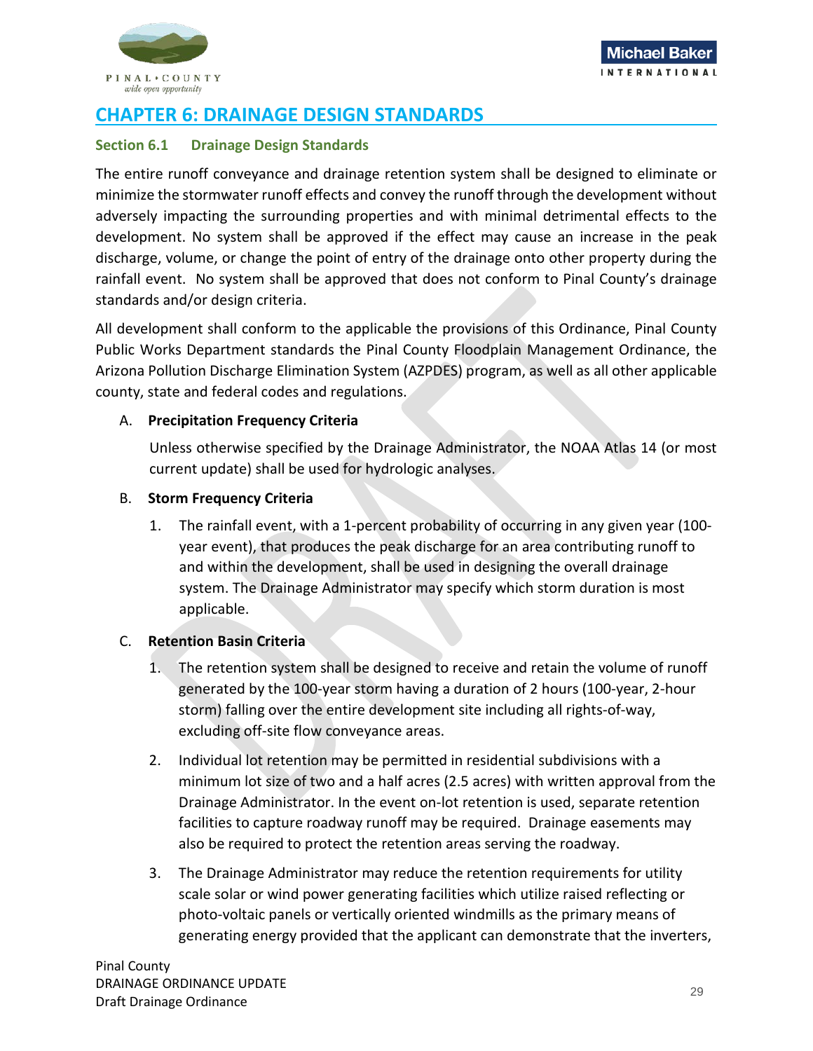# CHAPTER 6: DRAINAGE DESIGN STANDARDS

## Section 6.1 Drainage Design Standards

The entire runoff conveyance and drainage retention system shall be designed to eliminate or minimize the stormwater runoff effects and convey the runoff through the development without adversely impacting the surrounding properties and with minimal detrimental effects to the development. No system shall be approved if the effect may cause an increase in the peak discharge, volume, or change the point of entry of the drainage onto other property during the rainfall event. No system shall be approved that does not conform to Pinal County's drainage standards and/or design criteria.

All development shall conform to the applicable the provisions of this Ordinance, Pinal County Public Works Department standards the Pinal County Floodplain Management Ordinance, the Arizona Pollution Discharge Elimination System (AZPDES) program, as well as all other applicable county, state and federal codes and regulations.

A. **Precipitation Frequency Criteria**

   Unless otherwise specified by the Drainage Administrator, the NOAA Atlas 14 (or most current update) shall be used for hydrologic analyses.

B. **Storm Frequency Criteria**

   1. The rainfall event, with a 1-percent probability of occurring in any given year (100-year event), that produces the peak discharge for an area contributing runoff to and within the development, shall be used in designing the overall drainage system. The Drainage Administrator may specify which storm duration is most applicable.

C. **Retention Basin Criteria**

   1. The retention system shall be designed to receive and retain the volume of runoff generated by the 100-year storm having a duration of 2 hours (100-year, 2-hour storm) falling over the entire development site including all rights-of-way, excluding off-site flow conveyance areas.

   2. Individual lot retention may be permitted in residential subdivisions with a minimum lot size of two and a half acres (2.5 acres) with written approval from the Drainage Administrator. In the event on-lot retention is used, separate retention facilities to capture roadway runoff may be required. Drainage easements may also be required to protect the retention areas serving the roadway.

   3. The Drainage Administrator may reduce the retention requirements for utility scale solar or wind power generating facilities which utilize raised reflecting or photo-voltaic panels or vertically oriented windmills as the primary means of generating energy provided that the applicant can demonstrate that the inverters,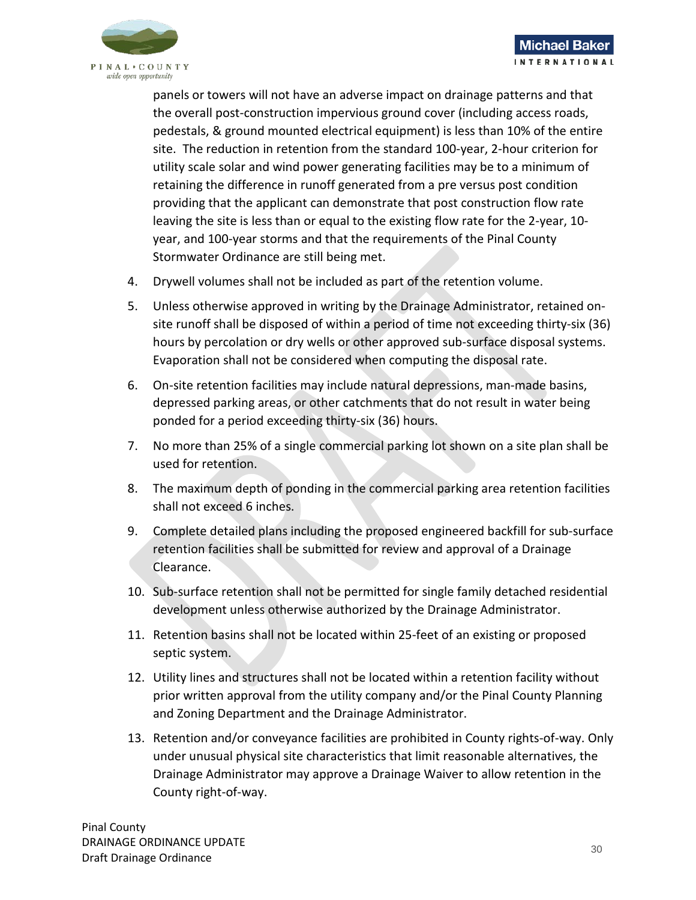panels or towers will not have an adverse impact on drainage patterns and that the overall post-construction impervious ground cover (including access roads, pedestals, & ground mounted electrical equipment) is less than 10% of the entire site. The reduction in retention from the standard 100-year, 2-hour criterion for utility scale solar and wind power generating facilities may be to a minimum of retaining the difference in runoff generated from a pre versus post condition providing that the applicant can demonstrate that post construction flow rate leaving the site is less than or equal to the existing flow rate for the 2-year, 10-year, and 100-year storms and that the requirements of the Pinal County Stormwater Ordinance are still being met.

4. Drywell volumes shall not be included as part of the retention volume.
5. Unless otherwise approved in writing by the Drainage Administrator, retained on-site runoff shall be disposed of within a period of time not exceeding thirty-six (36) hours by percolation or dry wells or other approved sub-surface disposal systems. Evaporation shall not be considered when computing the disposal rate.
6. On-site retention facilities may include natural depressions, man-made basins, depressed parking areas, or other catchments that do not result in water being ponded for a period exceeding thirty-six (36) hours.
7. No more than 25% of a single commercial parking lot shown on a site plan shall be used for retention.
8. The maximum depth of ponding in the commercial parking area retention facilities shall not exceed 6 inches.
9. Complete detailed plans including the proposed engineered backfill for sub-surface retention facilities shall be submitted for review and approval of a Drainage Clearance.
10. Sub-surface retention shall not be permitted for single family detached residential development unless otherwise authorized by the Drainage Administrator.
11. Retention basins shall not be located within 25-feet of an existing or proposed septic system.
12. Utility lines and structures shall not be located within a retention facility without prior written approval from the utility company and/or the Pinal County Planning and Zoning Department and the Drainage Administrator.
13. Retention and/or conveyance facilities are prohibited in County rights-of-way. Only under unusual physical site characteristics that limit reasonable alternatives, the Drainage Administrator may approve a Drainage Waiver to allow retention in the County right-of-way.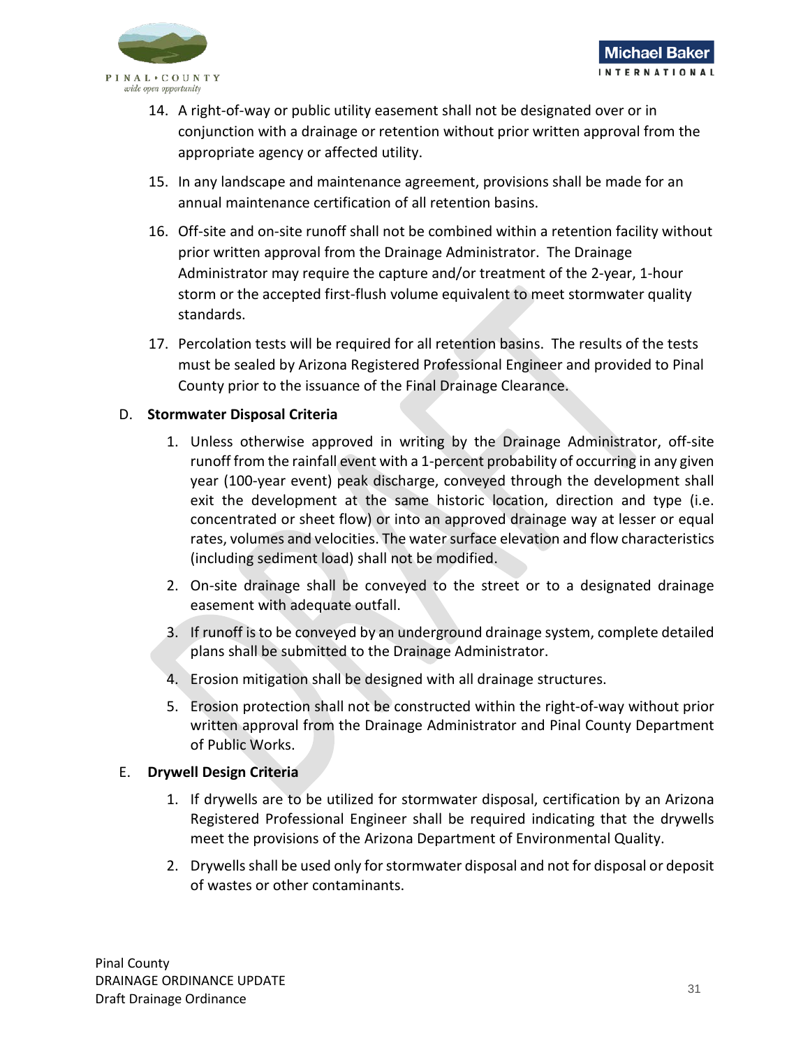14. A right-of-way or public utility easement shall not be designated over or in conjunction with a drainage or retention without prior written approval from the appropriate agency or affected utility.

15. In any landscape and maintenance agreement, provisions shall be made for an annual maintenance certification of all retention basins.

16. Off-site and on-site runoff shall not be combined within a retention facility without prior written approval from the Drainage Administrator. The Drainage Administrator may require the capture and/or treatment of the 2-year, 1-hour storm or the accepted first-flush volume equivalent to meet stormwater quality standards.

17. Percolation tests will be required for all retention basins. The results of the tests must be sealed by Arizona Registered Professional Engineer and provided to Pinal County prior to the issuance of the Final Drainage Clearance.

D. **Stormwater Disposal Criteria**

1. Unless otherwise approved in writing by the Drainage Administrator, off-site runoff from the rainfall event with a 1-percent probability of occurring in any given year (100-year event) peak discharge, conveyed through the development shall exit the development at the same historic location, direction and type (i.e. concentrated or sheet flow) or into an approved drainage way at lesser or equal rates, volumes and velocities. The water surface elevation and flow characteristics (including sediment load) shall not be modified.

2. On-site drainage shall be conveyed to the street or to a designated drainage easement with adequate outfall.

3. If runoff is to be conveyed by an underground drainage system, complete detailed plans shall be submitted to the Drainage Administrator.

4. Erosion mitigation shall be designed with all drainage structures.

5. Erosion protection shall not be constructed within the right-of-way without prior written approval from the Drainage Administrator and Pinal County Department of Public Works.

E. **Drywell Design Criteria**

1. If drywells are to be utilized for stormwater disposal, certification by an Arizona Registered Professional Engineer shall be required indicating that the drywells meet the provisions of the Arizona Department of Environmental Quality.

2. Drywells shall be used only for stormwater disposal and not for disposal or deposit of wastes or other contaminants.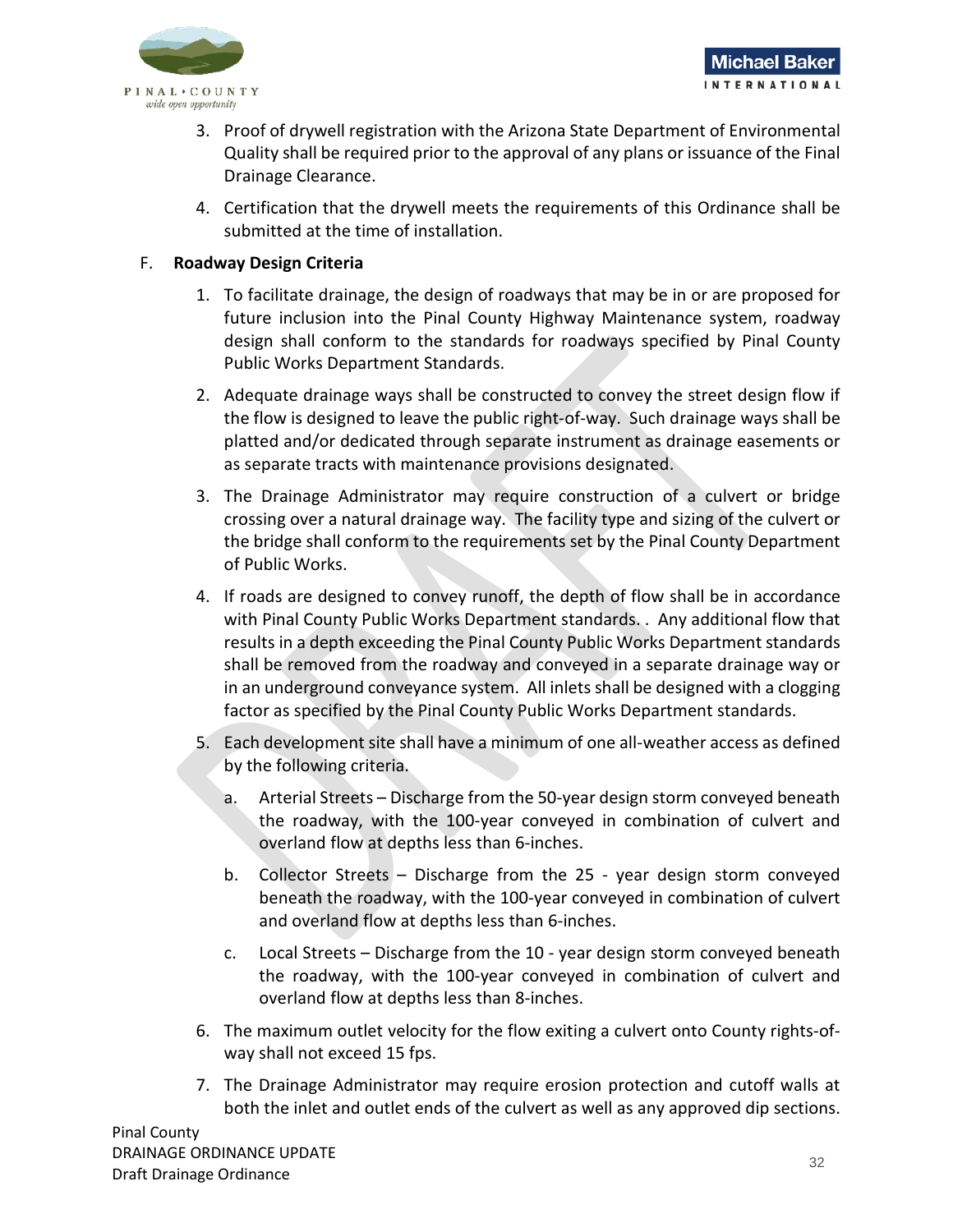3. Proof of drywell registration with the Arizona State Department of Environmental Quality shall be required prior to the approval of any plans or issuance of the Final Drainage Clearance.

4. Certification that the drywell meets the requirements of this Ordinance shall be submitted at the time of installation.

F. **Roadway Design Criteria**

1. To facilitate drainage, the design of roadways that may be in or are proposed for future inclusion into the Pinal County Highway Maintenance system, roadway design shall conform to the standards for roadways specified by Pinal County Public Works Department Standards.

2. Adequate drainage ways shall be constructed to convey the street design flow if the flow is designed to leave the public right-of-way. Such drainage ways shall be platted and/or dedicated through separate instrument as drainage easements or as separate tracts with maintenance provisions designated.

3. The Drainage Administrator may require construction of a culvert or bridge crossing over a natural drainage way. The facility type and sizing of the culvert or the bridge shall conform to the requirements set by the Pinal County Department of Public Works.

4. If roads are designed to convey runoff, the depth of flow shall be in accordance with Pinal County Public Works Department standards. . Any additional flow that results in a depth exceeding the Pinal County Public Works Department standards shall be removed from the roadway and conveyed in a separate drainage way or in an underground conveyance system. All inlets shall be designed with a clogging factor as specified by the Pinal County Public Works Department standards.

5. Each development site shall have a minimum of one all-weather access as defined by the following criteria.

   a. Arterial Streets – Discharge from the 50-year design storm conveyed beneath the roadway, with the 100-year conveyed in combination of culvert and overland flow at depths less than 6-inches.

   b. Collector Streets – Discharge from the 25 - year design storm conveyed beneath the roadway, with the 100-year conveyed in combination of culvert and overland flow at depths less than 6-inches.

   c. Local Streets – Discharge from the 10 - year design storm conveyed beneath the roadway, with the 100-year conveyed in combination of culvert and overland flow at depths less than 8-inches.

6. The maximum outlet velocity for the flow exiting a culvert onto County rights-of-way shall not exceed 15 fps.

7. The Drainage Administrator may require erosion protection and cutoff walls at both the inlet and outlet ends of the culvert as well as any approved dip sections.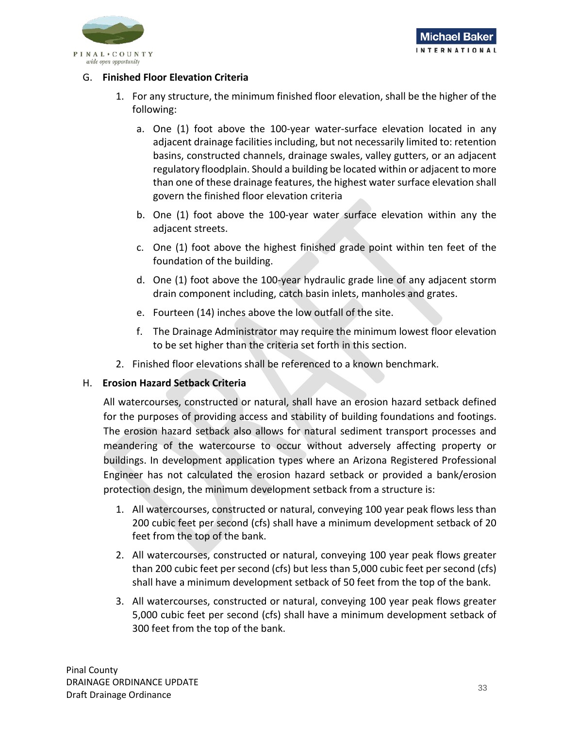G. **Finished Floor Elevation Criteria**

1. For any structure, the minimum finished floor elevation, shall be the higher of the following:

   a. One (1) foot above the 100-year water-surface elevation located in any adjacent drainage facilities including, but not necessarily limited to: retention basins, constructed channels, drainage swales, valley gutters, or an adjacent regulatory floodplain. Should a building be located within or adjacent to more than one of these drainage features, the highest water surface elevation shall govern the finished floor elevation criteria

   b. One (1) foot above the 100-year water surface elevation within any the adjacent streets.

   c. One (1) foot above the highest finished grade point within ten feet of the foundation of the building.

   d. One (1) foot above the 100-year hydraulic grade line of any adjacent storm drain component including, catch basin inlets, manholes and grates.

   e. Fourteen (14) inches above the low outfall of the site.

   f. The Drainage Administrator may require the minimum lowest floor elevation to be set higher than the criteria set forth in this section.

2. Finished floor elevations shall be referenced to a known benchmark.

H. **Erosion Hazard Setback Criteria**

All watercourses, constructed or natural, shall have an erosion hazard setback defined for the purposes of providing access and stability of building foundations and footings. The erosion hazard setback also allows for natural sediment transport processes and meandering of the watercourse to occur without adversely affecting property or buildings. In development application types where an Arizona Registered Professional Engineer has not calculated the erosion hazard setback or provided a bank/erosion protection design, the minimum development setback from a structure is:

1. All watercourses, constructed or natural, conveying 100 year peak flows less than 200 cubic feet per second (cfs) shall have a minimum development setback of 20 feet from the top of the bank.

2. All watercourses, constructed or natural, conveying 100 year peak flows greater than 200 cubic feet per second (cfs) but less than 5,000 cubic feet per second (cfs) shall have a minimum development setback of 50 feet from the top of the bank.

3. All watercourses, constructed or natural, conveying 100 year peak flows greater 5,000 cubic feet per second (cfs) shall have a minimum development setback of 300 feet from the top of the bank.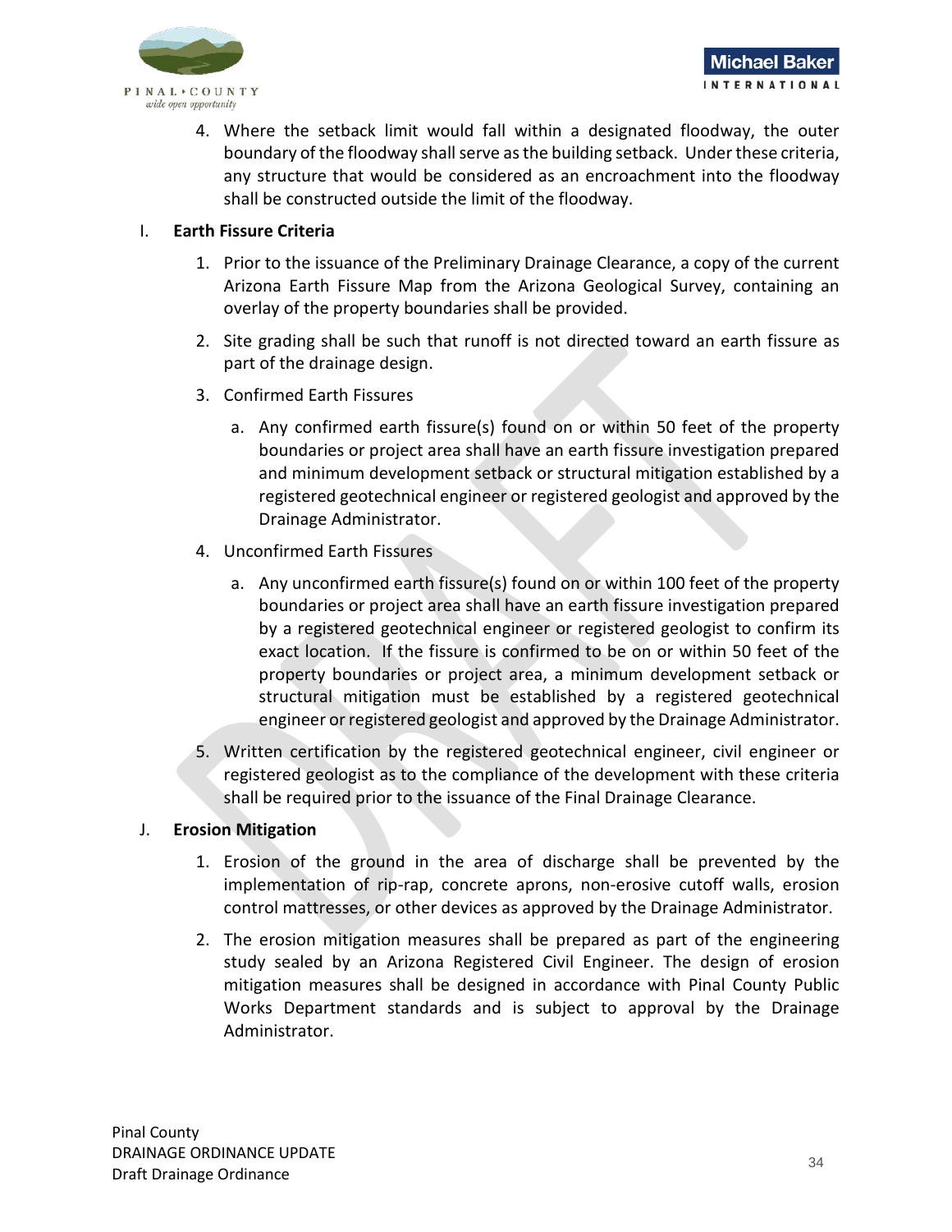4. Where the setback limit would fall within a designated floodway, the outer boundary of the floodway shall serve as the building setback. Under these criteria, any structure that would be considered as an encroachment into the floodway shall be constructed outside the limit of the floodway.

I. **Earth Fissure Criteria**

1. Prior to the issuance of the Preliminary Drainage Clearance, a copy of the current Arizona Earth Fissure Map from the Arizona Geological Survey, containing an overlay of the property boundaries shall be provided.

2. Site grading shall be such that runoff is not directed toward an earth fissure as part of the drainage design.

3. Confirmed Earth Fissures

   a. Any confirmed earth fissure(s) found on or within 50 feet of the property boundaries or project area shall have an earth fissure investigation prepared and minimum development setback or structural mitigation established by a registered geotechnical engineer or registered geologist and approved by the Drainage Administrator.

4. Unconfirmed Earth Fissures

   a. Any unconfirmed earth fissure(s) found on or within 100 feet of the property boundaries or project area shall have an earth fissure investigation prepared by a registered geotechnical engineer or registered geologist to confirm its exact location. If the fissure is confirmed to be on or within 50 feet of the property boundaries or project area, a minimum development setback or structural mitigation must be established by a registered geotechnical engineer or registered geologist and approved by the Drainage Administrator.

5. Written certification by the registered geotechnical engineer, civil engineer or registered geologist as to the compliance of the development with these criteria shall be required prior to the issuance of the Final Drainage Clearance.

J. **Erosion Mitigation**

1. Erosion of the ground in the area of discharge shall be prevented by the implementation of rip-rap, concrete aprons, non-erosive cutoff walls, erosion control mattresses, or other devices as approved by the Drainage Administrator.

2. The erosion mitigation measures shall be prepared as part of the engineering study sealed by an Arizona Registered Civil Engineer. The design of erosion mitigation measures shall be designed in accordance with Pinal County Public Works Department standards and is subject to approval by the Drainage Administrator.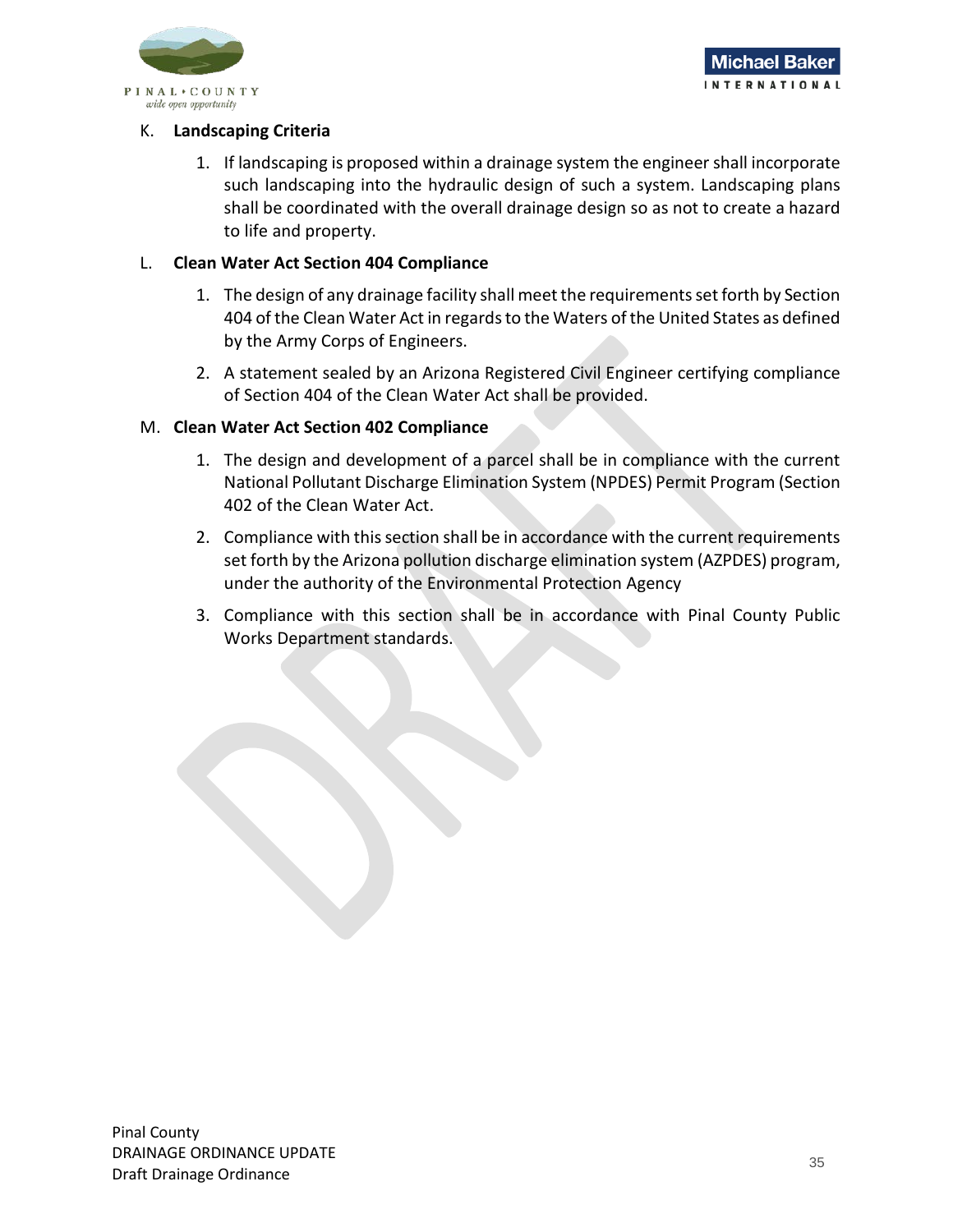K. **Landscaping Criteria**

1. If landscaping is proposed within a drainage system the engineer shall incorporate such landscaping into the hydraulic design of such a system. Landscaping plans shall be coordinated with the overall drainage design so as not to create a hazard to life and property.

L. **Clean Water Act Section 404 Compliance**

1. The design of any drainage facility shall meet the requirements set forth by Section 404 of the Clean Water Act in regards to the Waters of the United States as defined by the Army Corps of Engineers.
2. A statement sealed by an Arizona Registered Civil Engineer certifying compliance of Section 404 of the Clean Water Act shall be provided.

M. **Clean Water Act Section 402 Compliance**

1. The design and development of a parcel shall be in compliance with the current National Pollutant Discharge Elimination System (NPDES) Permit Program (Section 402 of the Clean Water Act.
2. Compliance with this section shall be in accordance with the current requirements set forth by the Arizona pollution discharge elimination system (AZPDES) program, under the authority of the Environmental Protection Agency
3. Compliance with this section shall be in accordance with Pinal County Public Works Department standards.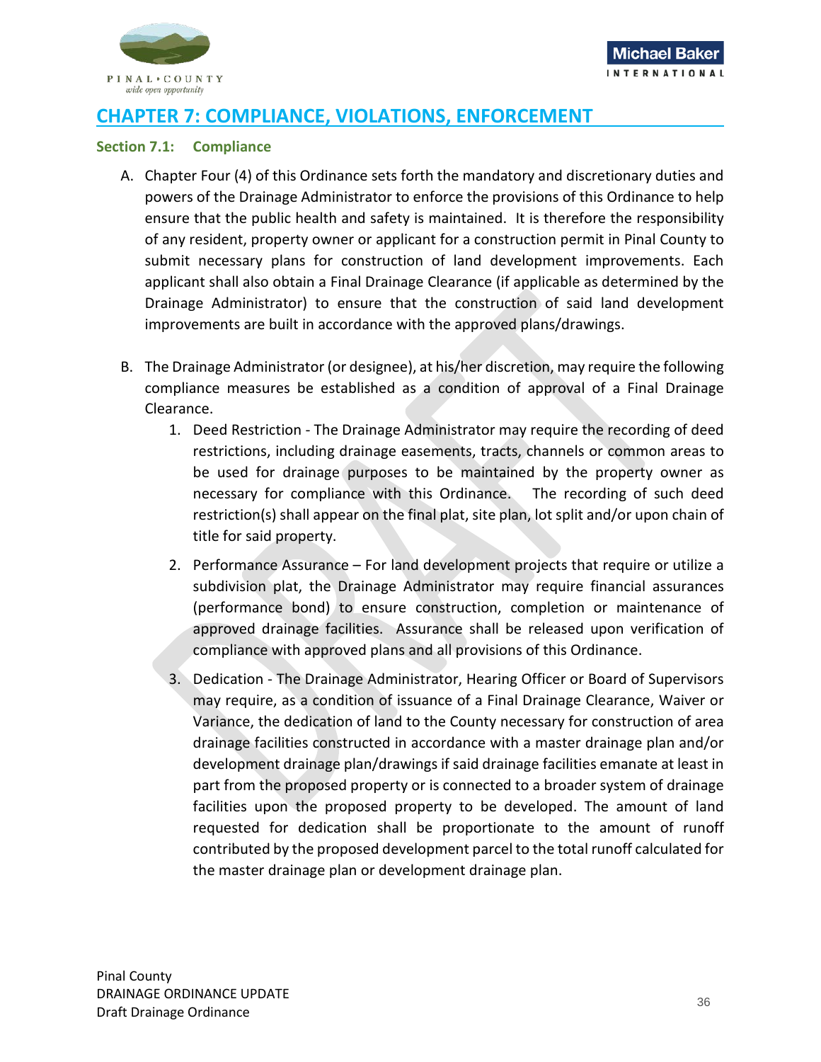# CHAPTER 7: COMPLIANCE, VIOLATIONS, ENFORCEMENT

## Section 7.1: Compliance

A. Chapter Four (4) of this Ordinance sets forth the mandatory and discretionary duties and powers of the Drainage Administrator to enforce the provisions of this Ordinance to help ensure that the public health and safety is maintained. It is therefore the responsibility of any resident, property owner or applicant for a construction permit in Pinal County to submit necessary plans for construction of land development improvements. Each applicant shall also obtain a Final Drainage Clearance (if applicable as determined by the Drainage Administrator) to ensure that the construction of said land development improvements are built in accordance with the approved plans/drawings.

B. The Drainage Administrator (or designee), at his/her discretion, may require the following compliance measures be established as a condition of approval of a Final Drainage Clearance.

   1. Deed Restriction - The Drainage Administrator may require the recording of deed restrictions, including drainage easements, tracts, channels or common areas to be used for drainage purposes to be maintained by the property owner as necessary for compliance with this Ordinance. The recording of such deed restriction(s) shall appear on the final plat, site plan, lot split and/or upon chain of title for said property.

   2. Performance Assurance – For land development projects that require or utilize a subdivision plat, the Drainage Administrator may require financial assurances (performance bond) to ensure construction, completion or maintenance of approved drainage facilities. Assurance shall be released upon verification of compliance with approved plans and all provisions of this Ordinance.

   3. Dedication - The Drainage Administrator, Hearing Officer or Board of Supervisors may require, as a condition of issuance of a Final Drainage Clearance, Waiver or Variance, the dedication of land to the County necessary for construction of area drainage facilities constructed in accordance with a master drainage plan and/or development drainage plan/drawings if said drainage facilities emanate at least in part from the proposed property or is connected to a broader system of drainage facilities upon the proposed property to be developed. The amount of land requested for dedication shall be proportionate to the amount of runoff contributed by the proposed development parcel to the total runoff calculated for the master drainage plan or development drainage plan.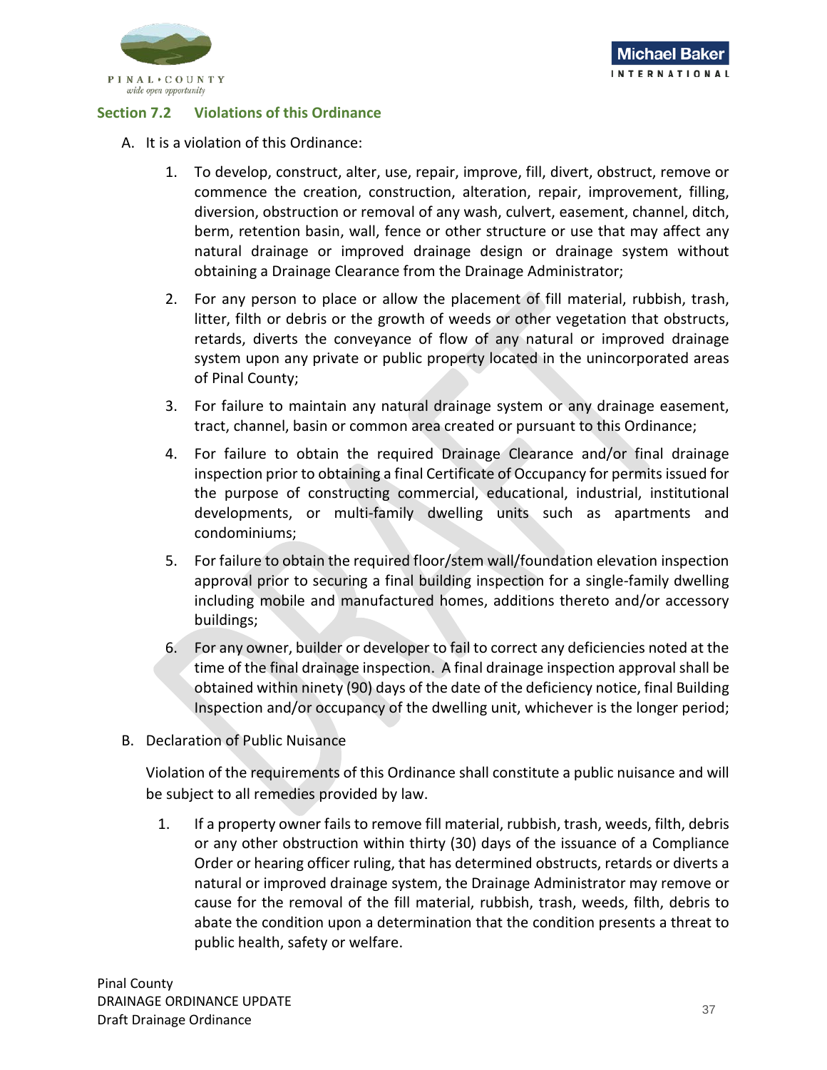## Section 7.2 Violations of this Ordinance

A. It is a violation of this Ordinance:

1. To develop, construct, alter, use, repair, improve, fill, divert, obstruct, remove or commence the creation, construction, alteration, repair, improvement, filling, diversion, obstruction or removal of any wash, culvert, easement, channel, ditch, berm, retention basin, wall, fence or other structure or use that may affect any natural drainage or improved drainage design or drainage system without obtaining a Drainage Clearance from the Drainage Administrator;

2. For any person to place or allow the placement of fill material, rubbish, trash, litter, filth or debris or the growth of weeds or other vegetation that obstructs, retards, diverts the conveyance of flow of any natural or improved drainage system upon any private or public property located in the unincorporated areas of Pinal County;

3. For failure to maintain any natural drainage system or any drainage easement, tract, channel, basin or common area created or pursuant to this Ordinance;

4. For failure to obtain the required Drainage Clearance and/or final drainage inspection prior to obtaining a final Certificate of Occupancy for permits issued for the purpose of constructing commercial, educational, industrial, institutional developments, or multi-family dwelling units such as apartments and condominiums;

5. For failure to obtain the required floor/stem wall/foundation elevation inspection approval prior to securing a final building inspection for a single-family dwelling including mobile and manufactured homes, additions thereto and/or accessory buildings;

6. For any owner, builder or developer to fail to correct any deficiencies noted at the time of the final drainage inspection. A final drainage inspection approval shall be obtained within ninety (90) days of the date of the deficiency notice, final Building Inspection and/or occupancy of the dwelling unit, whichever is the longer period;

B. Declaration of Public Nuisance

Violation of the requirements of this Ordinance shall constitute a public nuisance and will be subject to all remedies provided by law.

1. If a property owner fails to remove fill material, rubbish, trash, weeds, filth, debris or any other obstruction within thirty (30) days of the issuance of a Compliance Order or hearing officer ruling, that has determined obstructs, retards or diverts a natural or improved drainage system, the Drainage Administrator may remove or cause for the removal of the fill material, rubbish, trash, weeds, filth, debris to abate the condition upon a determination that the condition presents a threat to public health, safety or welfare.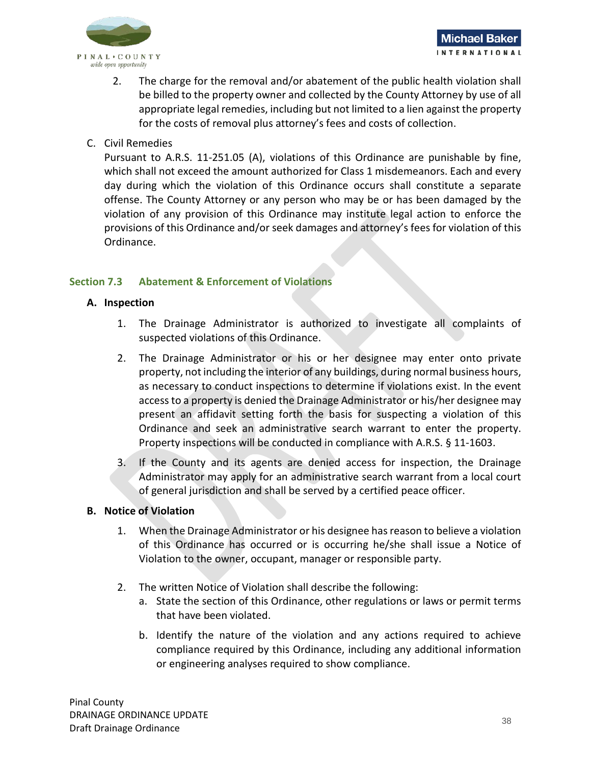2. The charge for the removal and/or abatement of the public health violation shall be billed to the property owner and collected by the County Attorney by use of all appropriate legal remedies, including but not limited to a lien against the property for the costs of removal plus attorney's fees and costs of collection.

C. Civil Remedies

Pursuant to A.R.S. 11-251.05 (A), violations of this Ordinance are punishable by fine, which shall not exceed the amount authorized for Class 1 misdemeanors. Each and every day during which the violation of this Ordinance occurs shall constitute a separate offense. The County Attorney or any person who may be or has been damaged by the violation of any provision of this Ordinance may institute legal action to enforce the provisions of this Ordinance and/or seek damages and attorney's fees for violation of this Ordinance.

## Section 7.3 Abatement & Enforcement of Violations

**A. Inspection**

1. The Drainage Administrator is authorized to investigate all complaints of suspected violations of this Ordinance.
2. The Drainage Administrator or his or her designee may enter onto private property, not including the interior of any buildings, during normal business hours, as necessary to conduct inspections to determine if violations exist. In the event access to a property is denied the Drainage Administrator or his/her designee may present an affidavit setting forth the basis for suspecting a violation of this Ordinance and seek an administrative search warrant to enter the property. Property inspections will be conducted in compliance with A.R.S. § 11-1603.
3. If the County and its agents are denied access for inspection, the Drainage Administrator may apply for an administrative search warrant from a local court of general jurisdiction and shall be served by a certified peace officer.

**B. Notice of Violation**

1. When the Drainage Administrator or his designee has reason to believe a violation of this Ordinance has occurred or is occurring he/she shall issue a Notice of Violation to the owner, occupant, manager or responsible party.
2. The written Notice of Violation shall describe the following:
   a. State the section of this Ordinance, other regulations or laws or permit terms that have been violated.
   b. Identify the nature of the violation and any actions required to achieve compliance required by this Ordinance, including any additional information or engineering analyses required to show compliance.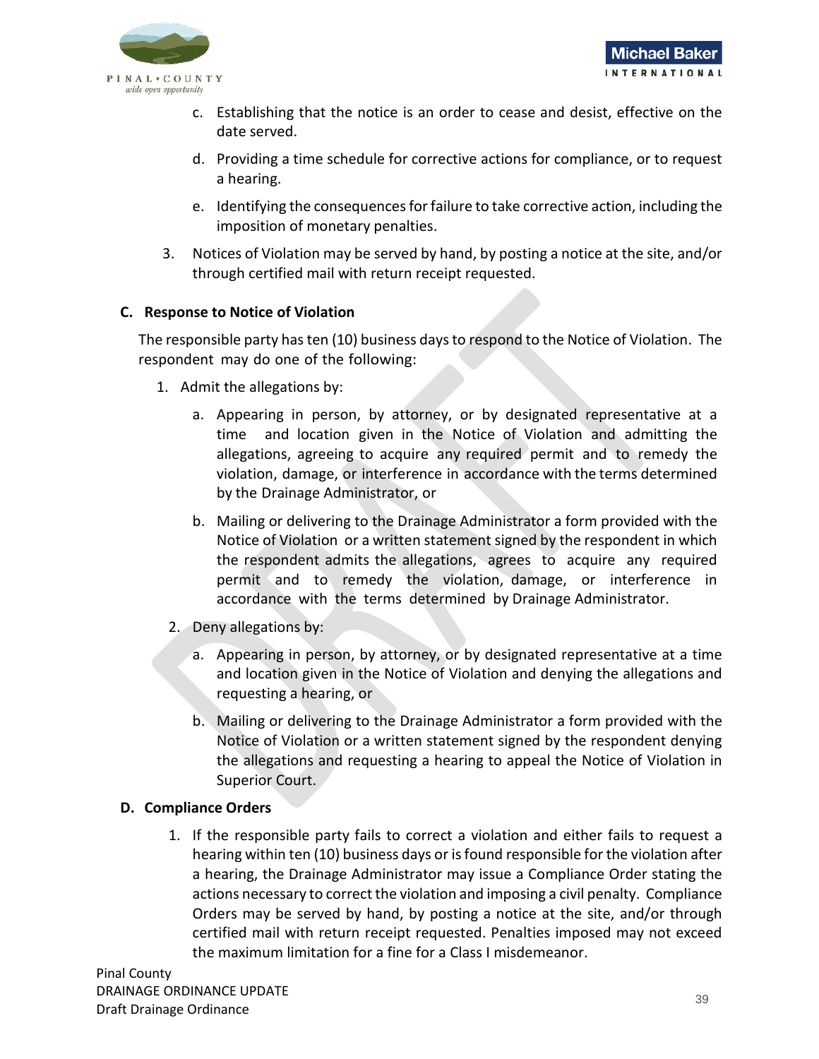c. Establishing that the notice is an order to cease and desist, effective on the date served.

d. Providing a time schedule for corrective actions for compliance, or to request a hearing.

e. Identifying the consequences for failure to take corrective action, including the imposition of monetary penalties.

3. Notices of Violation may be served by hand, by posting a notice at the site, and/or through certified mail with return receipt requested.

**C. Response to Notice of Violation**

The responsible party has ten (10) business days to respond to the Notice of Violation. The respondent may do one of the following:

1. Admit the allegations by:

   a. Appearing in person, by attorney, or by designated representative at a time and location given in the Notice of Violation and admitting the allegations, agreeing to acquire any required permit and to remedy the violation, damage, or interference in accordance with the terms determined by the Drainage Administrator, or

   b. Mailing or delivering to the Drainage Administrator a form provided with the Notice of Violation or a written statement signed by the respondent in which the respondent admits the allegations, agrees to acquire any required permit and to remedy the violation, damage, or interference in accordance with the terms determined by Drainage Administrator.

2. Deny allegations by:

   a. Appearing in person, by attorney, or by designated representative at a time and location given in the Notice of Violation and denying the allegations and requesting a hearing, or

   b. Mailing or delivering to the Drainage Administrator a form provided with the Notice of Violation or a written statement signed by the respondent denying the allegations and requesting a hearing to appeal the Notice of Violation in Superior Court.

**D. Compliance Orders**

1. If the responsible party fails to correct a violation and either fails to request a hearing within ten (10) business days or is found responsible for the violation after a hearing, the Drainage Administrator may issue a Compliance Order stating the actions necessary to correct the violation and imposing a civil penalty. Compliance Orders may be served by hand, by posting a notice at the site, and/or through certified mail with return receipt requested. Penalties imposed may not exceed the maximum limitation for a fine for a Class I misdemeanor.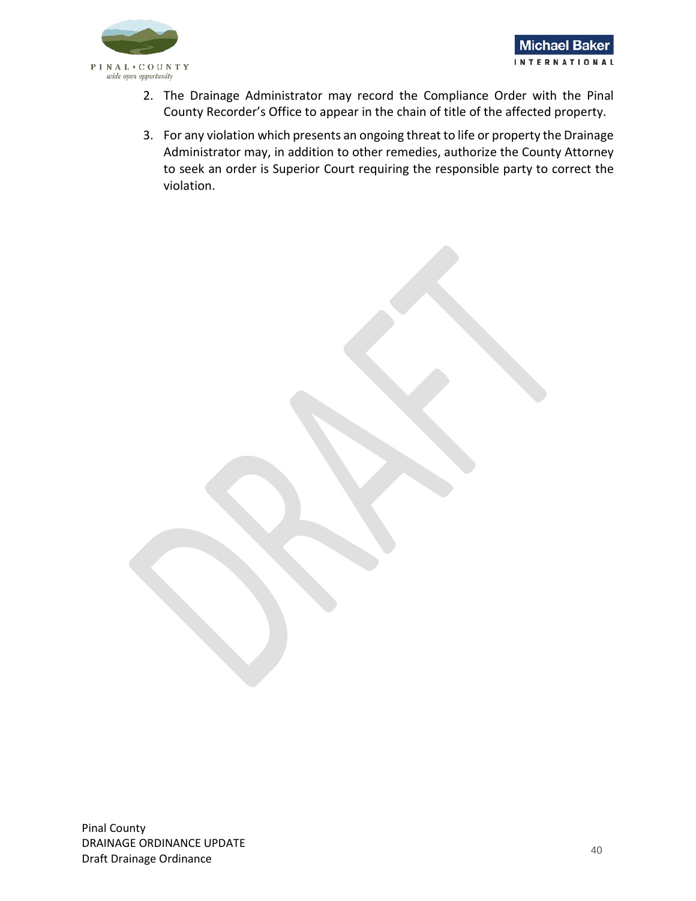2. The Drainage Administrator may record the Compliance Order with the Pinal County Recorder's Office to appear in the chain of title of the affected property.
3. For any violation which presents an ongoing threat to life or property the Drainage Administrator may, in addition to other remedies, authorize the County Attorney to seek an order is Superior Court requiring the responsible party to correct the violation.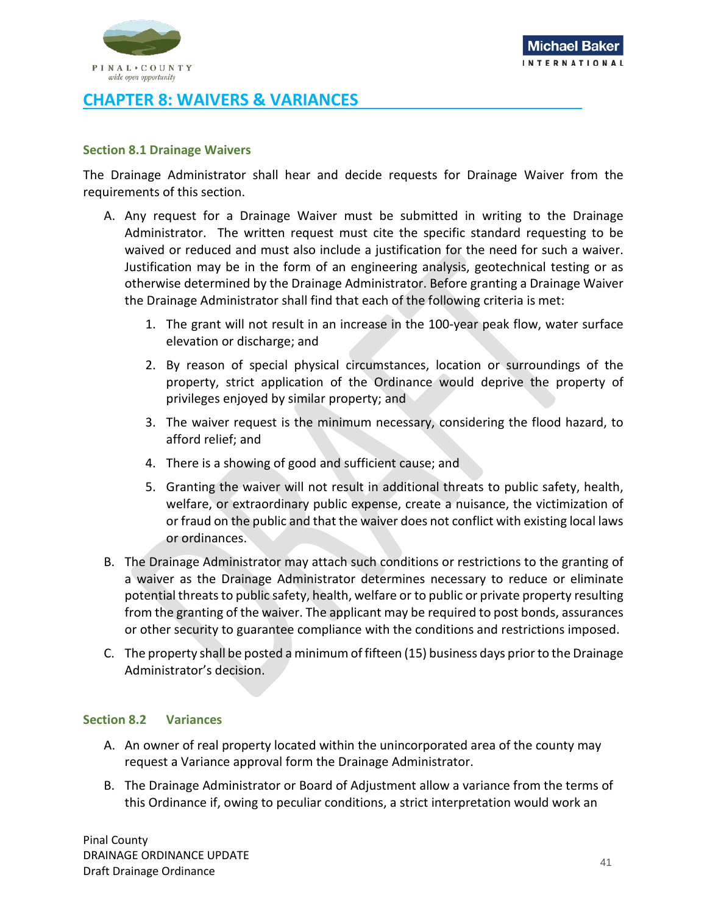# CHAPTER 8: WAIVERS & VARIANCES

### Section 8.1 Drainage Waivers

The Drainage Administrator shall hear and decide requests for Drainage Waiver from the requirements of this section.

A. Any request for a Drainage Waiver must be submitted in writing to the Drainage Administrator. The written request must cite the specific standard requesting to be waived or reduced and must also include a justification for the need for such a waiver. Justification may be in the form of an engineering analysis, geotechnical testing or as otherwise determined by the Drainage Administrator. Before granting a Drainage Waiver the Drainage Administrator shall find that each of the following criteria is met:

   1. The grant will not result in an increase in the 100-year peak flow, water surface elevation or discharge; and
   2. By reason of special physical circumstances, location or surroundings of the property, strict application of the Ordinance would deprive the property of privileges enjoyed by similar property; and
   3. The waiver request is the minimum necessary, considering the flood hazard, to afford relief; and
   4. There is a showing of good and sufficient cause; and
   5. Granting the waiver will not result in additional threats to public safety, health, welfare, or extraordinary public expense, create a nuisance, the victimization of or fraud on the public and that the waiver does not conflict with existing local laws or ordinances.

B. The Drainage Administrator may attach such conditions or restrictions to the granting of a waiver as the Drainage Administrator determines necessary to reduce or eliminate potential threats to public safety, health, welfare or to public or private property resulting from the granting of the waiver. The applicant may be required to post bonds, assurances or other security to guarantee compliance with the conditions and restrictions imposed.

C. The property shall be posted a minimum of fifteen (15) business days prior to the Drainage Administrator's decision.

### Section 8.2 Variances

A. An owner of real property located within the unincorporated area of the county may request a Variance approval form the Drainage Administrator.

B. The Drainage Administrator or Board of Adjustment allow a variance from the terms of this Ordinance if, owing to peculiar conditions, a strict interpretation would work an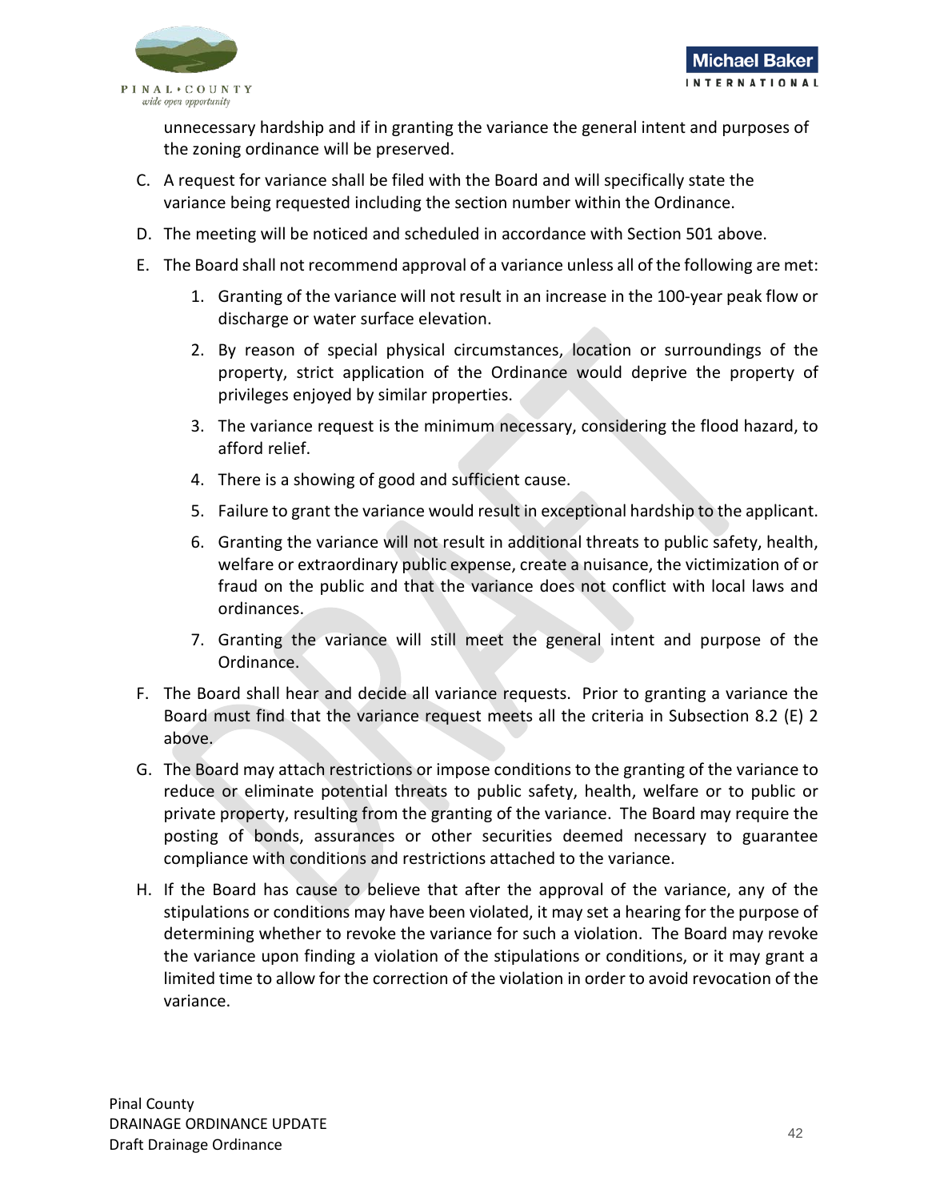unnecessary hardship and if in granting the variance the general intent and purposes of the zoning ordinance will be preserved.

C. A request for variance shall be filed with the Board and will specifically state the variance being requested including the section number within the Ordinance.

D. The meeting will be noticed and scheduled in accordance with Section 501 above.

E. The Board shall not recommend approval of a variance unless all of the following are met:

   1. Granting of the variance will not result in an increase in the 100-year peak flow or discharge or water surface elevation.

   2. By reason of special physical circumstances, location or surroundings of the property, strict application of the Ordinance would deprive the property of privileges enjoyed by similar properties.

   3. The variance request is the minimum necessary, considering the flood hazard, to afford relief.

   4. There is a showing of good and sufficient cause.

   5. Failure to grant the variance would result in exceptional hardship to the applicant.

   6. Granting the variance will not result in additional threats to public safety, health, welfare or extraordinary public expense, create a nuisance, the victimization of or fraud on the public and that the variance does not conflict with local laws and ordinances.

   7. Granting the variance will still meet the general intent and purpose of the Ordinance.

F. The Board shall hear and decide all variance requests. Prior to granting a variance the Board must find that the variance request meets all the criteria in Subsection 8.2 (E) 2 above.

G. The Board may attach restrictions or impose conditions to the granting of the variance to reduce or eliminate potential threats to public safety, health, welfare or to public or private property, resulting from the granting of the variance. The Board may require the posting of bonds, assurances or other securities deemed necessary to guarantee compliance with conditions and restrictions attached to the variance.

H. If the Board has cause to believe that after the approval of the variance, any of the stipulations or conditions may have been violated, it may set a hearing for the purpose of determining whether to revoke the variance for such a violation. The Board may revoke the variance upon finding a violation of the stipulations or conditions, or it may grant a limited time to allow for the correction of the violation in order to avoid revocation of the variance.